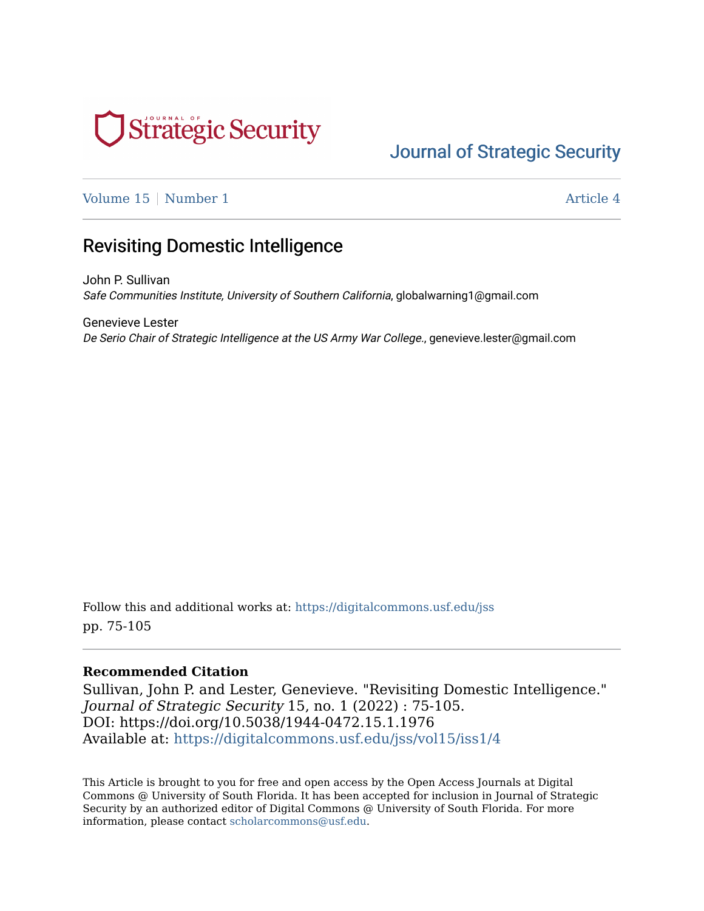Journal of Strategic Security

Volume 15 | Number 1 | Article 4

# Revisiting Domestic Intelligence

John P. Sullivan
*Safe Communities Institute, University of Southern California*, globalwarning1@gmail.com

Genevieve Lester
*De Serio Chair of Strategic Intelligence at the US Army War College.*, genevieve.lester@gmail.com

Follow this and additional works at: https://digitalcommons.usf.edu/jss
pp. 75-105

**Recommended Citation**

Sullivan, John P. and Lester, Genevieve. "Revisiting Domestic Intelligence." *Journal of Strategic Security* 15, no. 1 (2022) : 75-105.
DOI: https://doi.org/10.5038/1944-0472.15.1.1976
Available at: https://digitalcommons.usf.edu/jss/vol15/iss1/4

This Article is brought to you for free and open access by the Open Access Journals at Digital Commons @ University of South Florida. It has been accepted for inclusion in Journal of Strategic Security by an authorized editor of Digital Commons @ University of South Florida. For more information, please contact scholarcommons@usf.edu.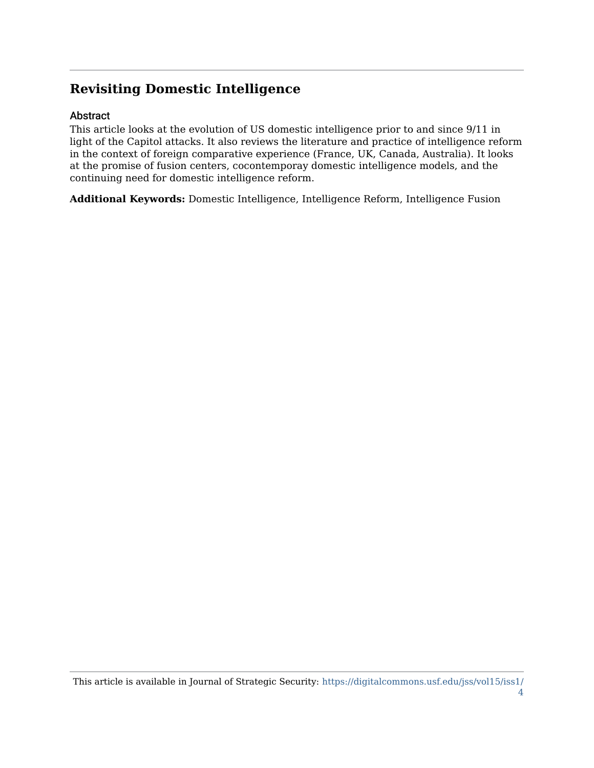## Revisiting Domestic Intelligence

### Abstract

This article looks at the evolution of US domestic intelligence prior to and since 9/11 in light of the Capitol attacks. It also reviews the literature and practice of intelligence reform in the context of foreign comparative experience (France, UK, Canada, Australia). It looks at the promise of fusion centers, cocontemporay domestic intelligence models, and the continuing need for domestic intelligence reform.

**Additional Keywords:** Domestic Intelligence, Intelligence Reform, Intelligence Fusion

This article is available in Journal of Strategic Security: https://digitalcommons.usf.edu/jss/vol15/iss1/4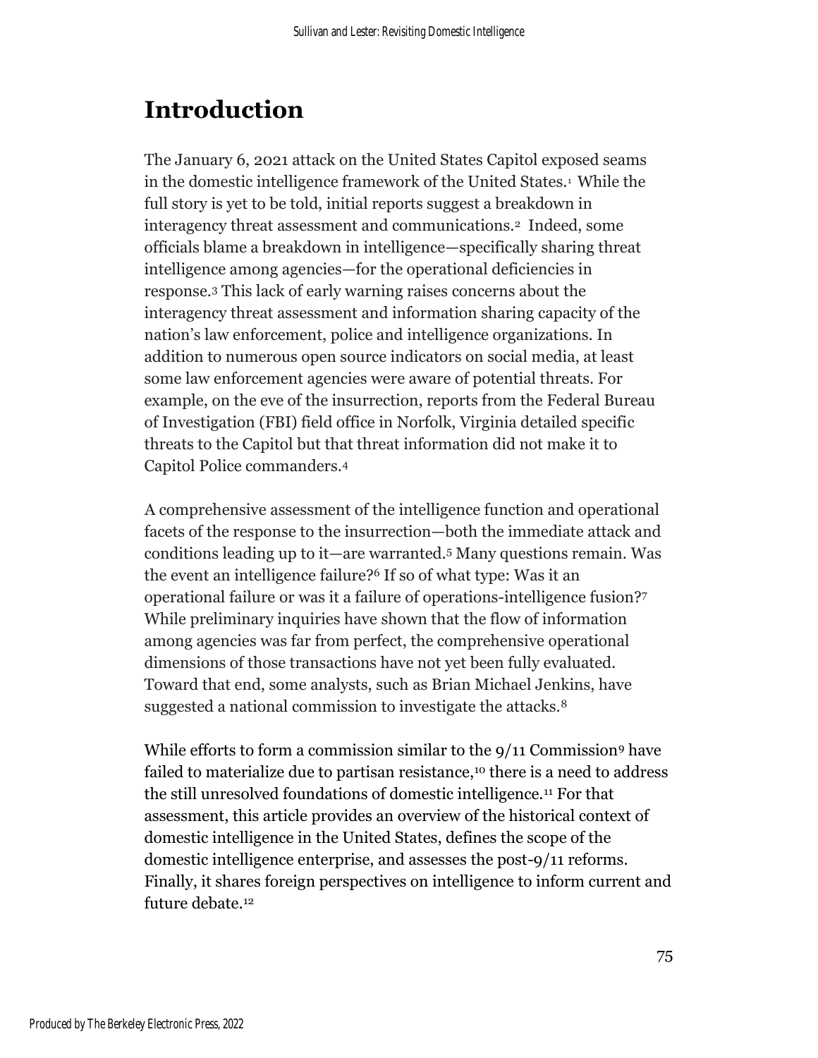# Introduction

The January 6, 2021 attack on the United States Capitol exposed seams in the domestic intelligence framework of the United States.[1] While the full story is yet to be told, initial reports suggest a breakdown in interagency threat assessment and communications.[2] Indeed, some officials blame a breakdown in intelligence—specifically sharing threat intelligence among agencies—for the operational deficiencies in response.[3] This lack of early warning raises concerns about the interagency threat assessment and information sharing capacity of the nation's law enforcement, police and intelligence organizations. In addition to numerous open source indicators on social media, at least some law enforcement agencies were aware of potential threats. For example, on the eve of the insurrection, reports from the Federal Bureau of Investigation (FBI) field office in Norfolk, Virginia detailed specific threats to the Capitol but that threat information did not make it to Capitol Police commanders.[4]

A comprehensive assessment of the intelligence function and operational facets of the response to the insurrection—both the immediate attack and conditions leading up to it—are warranted.[5] Many questions remain. Was the event an intelligence failure?[6] If so of what type: Was it an operational failure or was it a failure of operations-intelligence fusion?[7] While preliminary inquiries have shown that the flow of information among agencies was far from perfect, the comprehensive operational dimensions of those transactions have not yet been fully evaluated. Toward that end, some analysts, such as Brian Michael Jenkins, have suggested a national commission to investigate the attacks.[8]

While efforts to form a commission similar to the 9/11 Commission[9] have failed to materialize due to partisan resistance,[10] there is a need to address the still unresolved foundations of domestic intelligence.[11] For that assessment, this article provides an overview of the historical context of domestic intelligence in the United States, defines the scope of the domestic intelligence enterprise, and assesses the post-9/11 reforms. Finally, it shares foreign perspectives on intelligence to inform current and future debate.[12]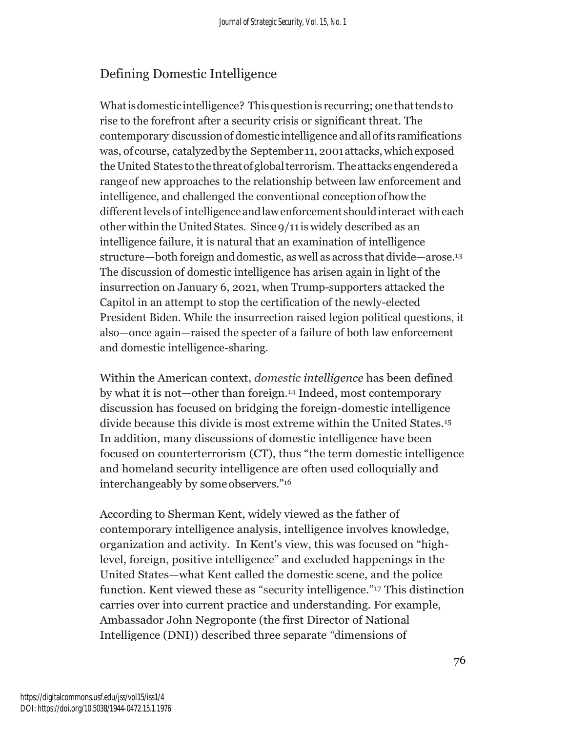## Defining Domestic Intelligence

What is domestic intelligence? This question is recurring; one that tends to rise to the forefront after a security crisis or significant threat. The contemporary discussion of domestic intelligence and all of its ramifications was, of course, catalyzed by the September 11, 2001 attacks, which exposed the United States to the threat of global terrorism. The attacks engendered a range of new approaches to the relationship between law enforcement and intelligence, and challenged the conventional conception of how the different levels of intelligence and law enforcement should interact with each other within the United States. Since 9/11 is widely described as an intelligence failure, it is natural that an examination of intelligence structure—both foreign and domestic, as well as across that divide—arose.[13] The discussion of domestic intelligence has arisen again in light of the insurrection on January 6, 2021, when Trump-supporters attacked the Capitol in an attempt to stop the certification of the newly-elected President Biden. While the insurrection raised legion political questions, it also—once again—raised the specter of a failure of both law enforcement and domestic intelligence-sharing.

Within the American context, *domestic intelligence* has been defined by what it is not—other than foreign.[14] Indeed, most contemporary discussion has focused on bridging the foreign-domestic intelligence divide because this divide is most extreme within the United States.[15] In addition, many discussions of domestic intelligence have been focused on counterterrorism (CT), thus "the term domestic intelligence and homeland security intelligence are often used colloquially and interchangeably by some observers."[16]

According to Sherman Kent, widely viewed as the father of contemporary intelligence analysis, intelligence involves knowledge, organization and activity. In Kent's view, this was focused on "high-level, foreign, positive intelligence" and excluded happenings in the United States—what Kent called the domestic scene, and the police function. Kent viewed these as "security intelligence."[17] This distinction carries over into current practice and understanding. For example, Ambassador John Negroponte (the first Director of National Intelligence (DNI)) described three separate "dimensions of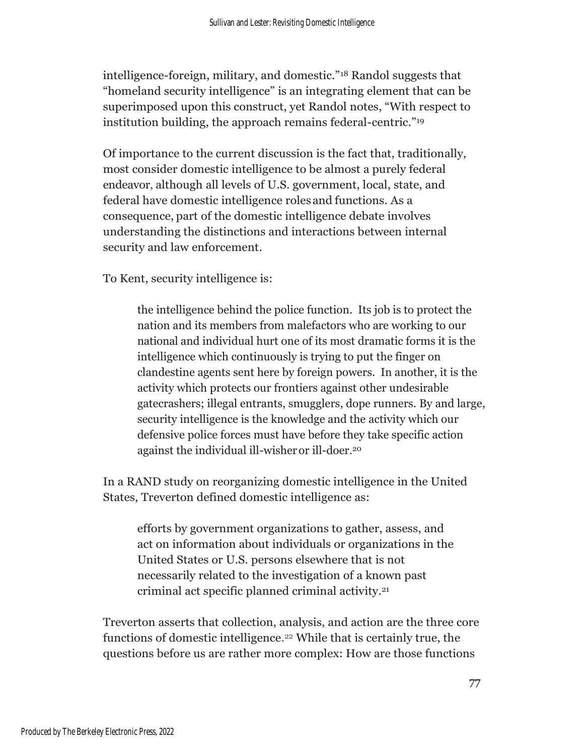intelligence-foreign, military, and domestic."[18] Randol suggests that "homeland security intelligence" is an integrating element that can be superimposed upon this construct, yet Randol notes, "With respect to institution building, the approach remains federal-centric."[19]

Of importance to the current discussion is the fact that, traditionally, most consider domestic intelligence to be almost a purely federal endeavor, although all levels of U.S. government, local, state, and federal have domestic intelligence roles and functions. As a consequence, part of the domestic intelligence debate involves understanding the distinctions and interactions between internal security and law enforcement.

To Kent, security intelligence is:

> the intelligence behind the police function. Its job is to protect the nation and its members from malefactors who are working to our national and individual hurt one of its most dramatic forms it is the intelligence which continuously is trying to put the finger on clandestine agents sent here by foreign powers. In another, it is the activity which protects our frontiers against other undesirable gatecrashers; illegal entrants, smugglers, dope runners. By and large, security intelligence is the knowledge and the activity which our defensive police forces must have before they take specific action against the individual ill-wisher or ill-doer.[20]

In a RAND study on reorganizing domestic intelligence in the United States, Treverton defined domestic intelligence as:

> efforts by government organizations to gather, assess, and act on information about individuals or organizations in the United States or U.S. persons elsewhere that is not necessarily related to the investigation of a known past criminal act specific planned criminal activity.[21]

Treverton asserts that collection, analysis, and action are the three core functions of domestic intelligence.[22] While that is certainly true, the questions before us are rather more complex: How are those functions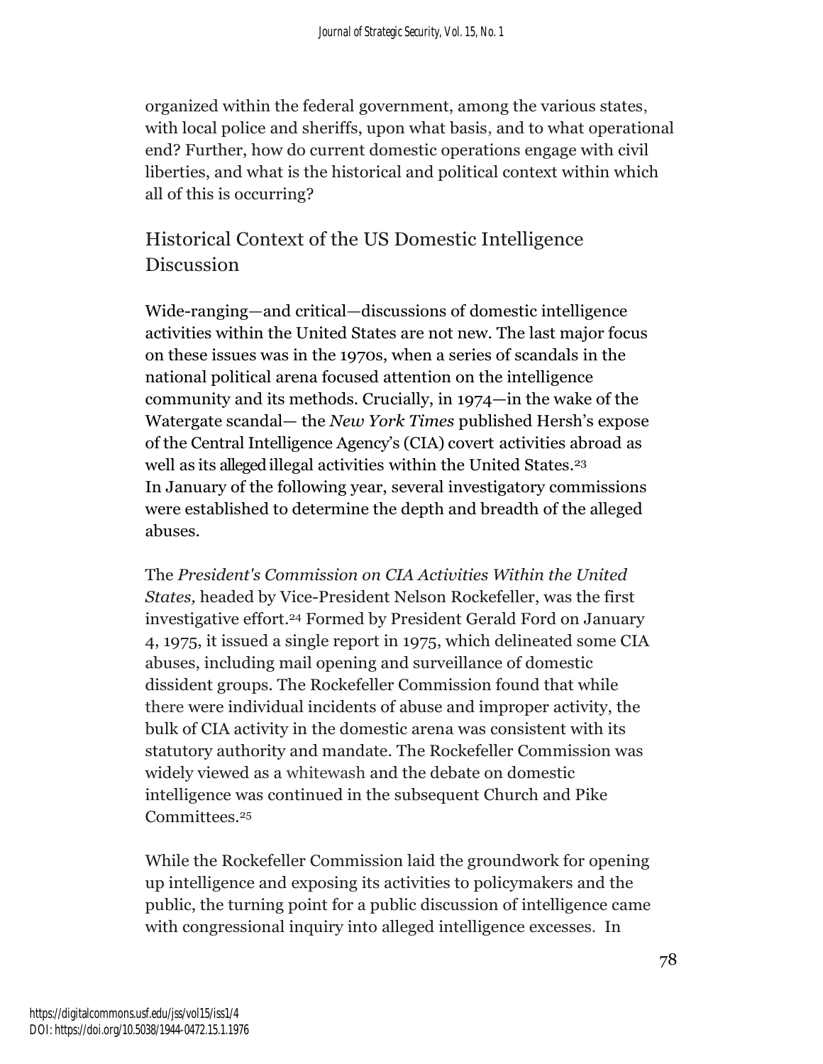organized within the federal government, among the various states, with local police and sheriffs, upon what basis, and to what operational end? Further, how do current domestic operations engage with civil liberties, and what is the historical and political context within which all of this is occurring?

## Historical Context of the US Domestic Intelligence Discussion

Wide-ranging—and critical—discussions of domestic intelligence activities within the United States are not new. The last major focus on these issues was in the 1970s, when a series of scandals in the national political arena focused attention on the intelligence community and its methods. Crucially, in 1974—in the wake of the Watergate scandal— the *New York Times* published Hersh's expose of the Central Intelligence Agency's (CIA) covert activities abroad as well as its alleged illegal activities within the United States.[23] In January of the following year, several investigatory commissions were established to determine the depth and breadth of the alleged abuses.

The *President's Commission on CIA Activities Within the United States,* headed by Vice-President Nelson Rockefeller, was the first investigative effort.[24] Formed by President Gerald Ford on January 4, 1975, it issued a single report in 1975, which delineated some CIA abuses, including mail opening and surveillance of domestic dissident groups. The Rockefeller Commission found that while there were individual incidents of abuse and improper activity, the bulk of CIA activity in the domestic arena was consistent with its statutory authority and mandate. The Rockefeller Commission was widely viewed as a whitewash and the debate on domestic intelligence was continued in the subsequent Church and Pike Committees.[25]

While the Rockefeller Commission laid the groundwork for opening up intelligence and exposing its activities to policymakers and the public, the turning point for a public discussion of intelligence came with congressional inquiry into alleged intelligence excesses. In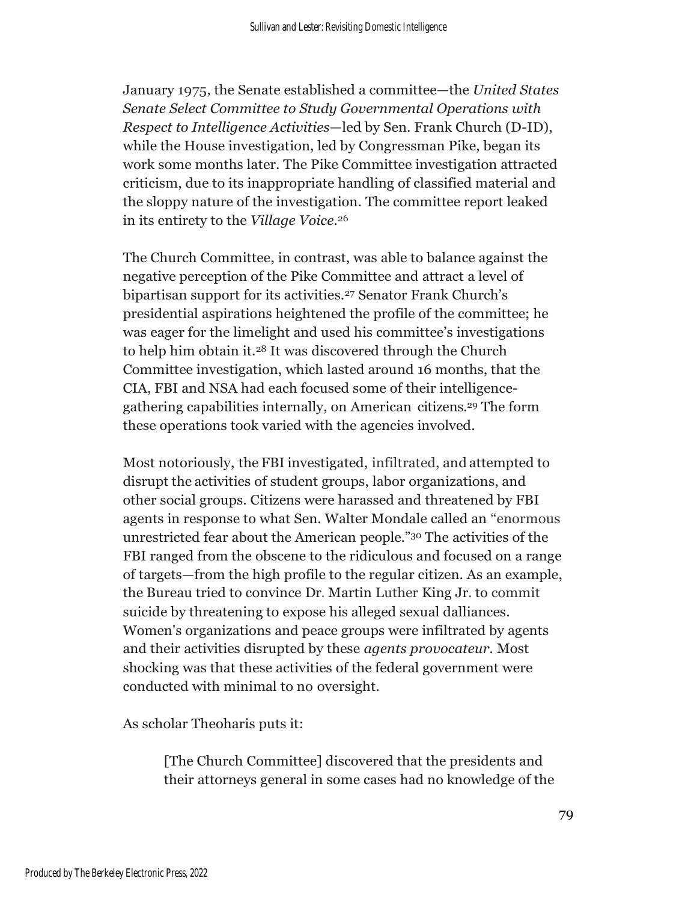January 1975, the Senate established a committee—the *United States Senate Select Committee to Study Governmental Operations with Respect to Intelligence Activities*—led by Sen. Frank Church (D-ID), while the House investigation, led by Congressman Pike, began its work some months later. The Pike Committee investigation attracted criticism, due to its inappropriate handling of classified material and the sloppy nature of the investigation. The committee report leaked in its entirety to the *Village Voice*.[26]

The Church Committee, in contrast, was able to balance against the negative perception of the Pike Committee and attract a level of bipartisan support for its activities.[27] Senator Frank Church's presidential aspirations heightened the profile of the committee; he was eager for the limelight and used his committee's investigations to help him obtain it.[28] It was discovered through the Church Committee investigation, which lasted around 16 months, that the CIA, FBI and NSA had each focused some of their intelligence-gathering capabilities internally, on American citizens.[29] The form these operations took varied with the agencies involved.

Most notoriously, the FBI investigated, infiltrated, and attempted to disrupt the activities of student groups, labor organizations, and other social groups. Citizens were harassed and threatened by FBI agents in response to what Sen. Walter Mondale called an "enormous unrestricted fear about the American people."[30] The activities of the FBI ranged from the obscene to the ridiculous and focused on a range of targets—from the high profile to the regular citizen. As an example, the Bureau tried to convince Dr. Martin Luther King Jr. to commit suicide by threatening to expose his alleged sexual dalliances. Women's organizations and peace groups were infiltrated by agents and their activities disrupted by these *agents provocateur*. Most shocking was that these activities of the federal government were conducted with minimal to no oversight.

As scholar Theoharis puts it:

> [The Church Committee] discovered that the presidents and their attorneys general in some cases had no knowledge of the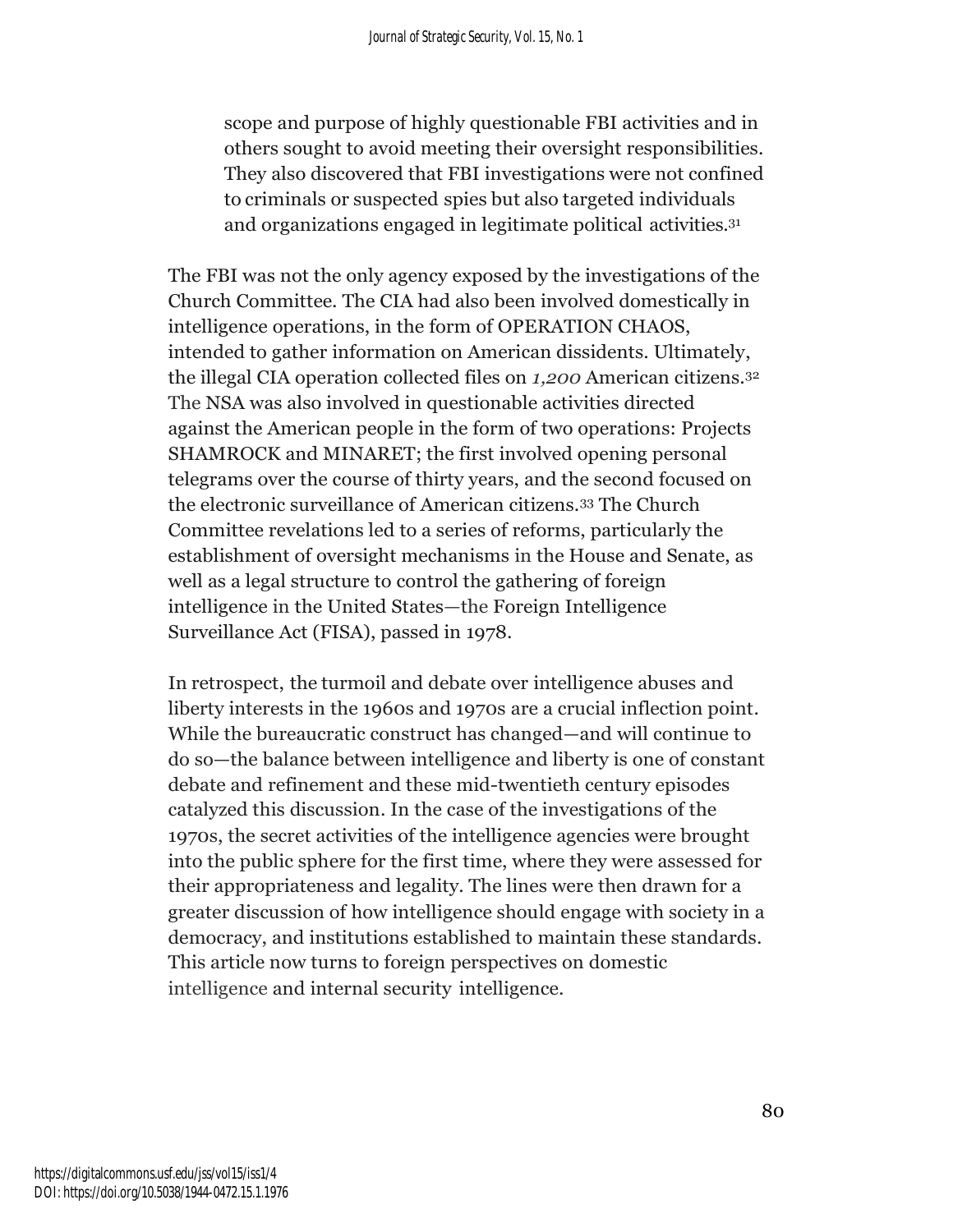> scope and purpose of highly questionable FBI activities and in others sought to avoid meeting their oversight responsibilities. They also discovered that FBI investigations were not confined to criminals or suspected spies but also targeted individuals and organizations engaged in legitimate political activities.[31]

The FBI was not the only agency exposed by the investigations of the Church Committee. The CIA had also been involved domestically in intelligence operations, in the form of OPERATION CHAOS, intended to gather information on American dissidents. Ultimately, the illegal CIA operation collected files on *1,200* American citizens.[32] The NSA was also involved in questionable activities directed against the American people in the form of two operations: Projects SHAMROCK and MINARET; the first involved opening personal telegrams over the course of thirty years, and the second focused on the electronic surveillance of American citizens.[33] The Church Committee revelations led to a series of reforms, particularly the establishment of oversight mechanisms in the House and Senate, as well as a legal structure to control the gathering of foreign intelligence in the United States—the Foreign Intelligence Surveillance Act (FISA), passed in 1978.

In retrospect, the turmoil and debate over intelligence abuses and liberty interests in the 1960s and 1970s are a crucial inflection point. While the bureaucratic construct has changed—and will continue to do so—the balance between intelligence and liberty is one of constant debate and refinement and these mid-twentieth century episodes catalyzed this discussion. In the case of the investigations of the 1970s, the secret activities of the intelligence agencies were brought into the public sphere for the first time, where they were assessed for their appropriateness and legality. The lines were then drawn for a greater discussion of how intelligence should engage with society in a democracy, and institutions established to maintain these standards. This article now turns to foreign perspectives on domestic intelligence and internal security intelligence.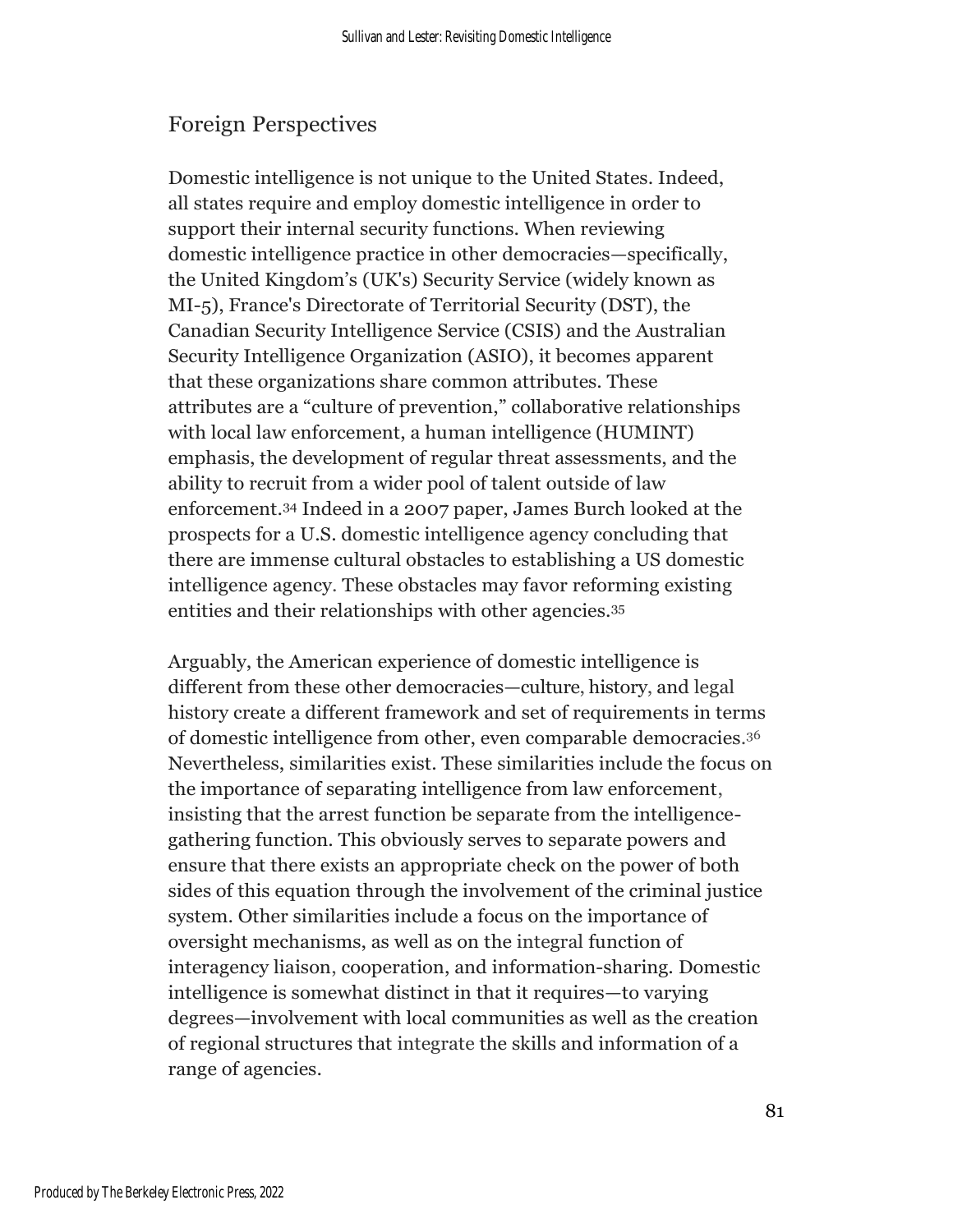## Foreign Perspectives

Domestic intelligence is not unique to the United States. Indeed, all states require and employ domestic intelligence in order to support their internal security functions. When reviewing domestic intelligence practice in other democracies—specifically, the United Kingdom's (UK's) Security Service (widely known as MI-5), France's Directorate of Territorial Security (DST), the Canadian Security Intelligence Service (CSIS) and the Australian Security Intelligence Organization (ASIO), it becomes apparent that these organizations share common attributes. These attributes are a "culture of prevention," collaborative relationships with local law enforcement, a human intelligence (HUMINT) emphasis, the development of regular threat assessments, and the ability to recruit from a wider pool of talent outside of law enforcement.[34] Indeed in a 2007 paper, James Burch looked at the prospects for a U.S. domestic intelligence agency concluding that there are immense cultural obstacles to establishing a US domestic intelligence agency. These obstacles may favor reforming existing entities and their relationships with other agencies.[35]

Arguably, the American experience of domestic intelligence is different from these other democracies—culture, history, and legal history create a different framework and set of requirements in terms of domestic intelligence from other, even comparable democracies.[36] Nevertheless, similarities exist. These similarities include the focus on the importance of separating intelligence from law enforcement, insisting that the arrest function be separate from the intelligence-gathering function. This obviously serves to separate powers and ensure that there exists an appropriate check on the power of both sides of this equation through the involvement of the criminal justice system. Other similarities include a focus on the importance of oversight mechanisms, as well as on the integral function of interagency liaison, cooperation, and information-sharing. Domestic intelligence is somewhat distinct in that it requires—to varying degrees—involvement with local communities as well as the creation of regional structures that integrate the skills and information of a range of agencies.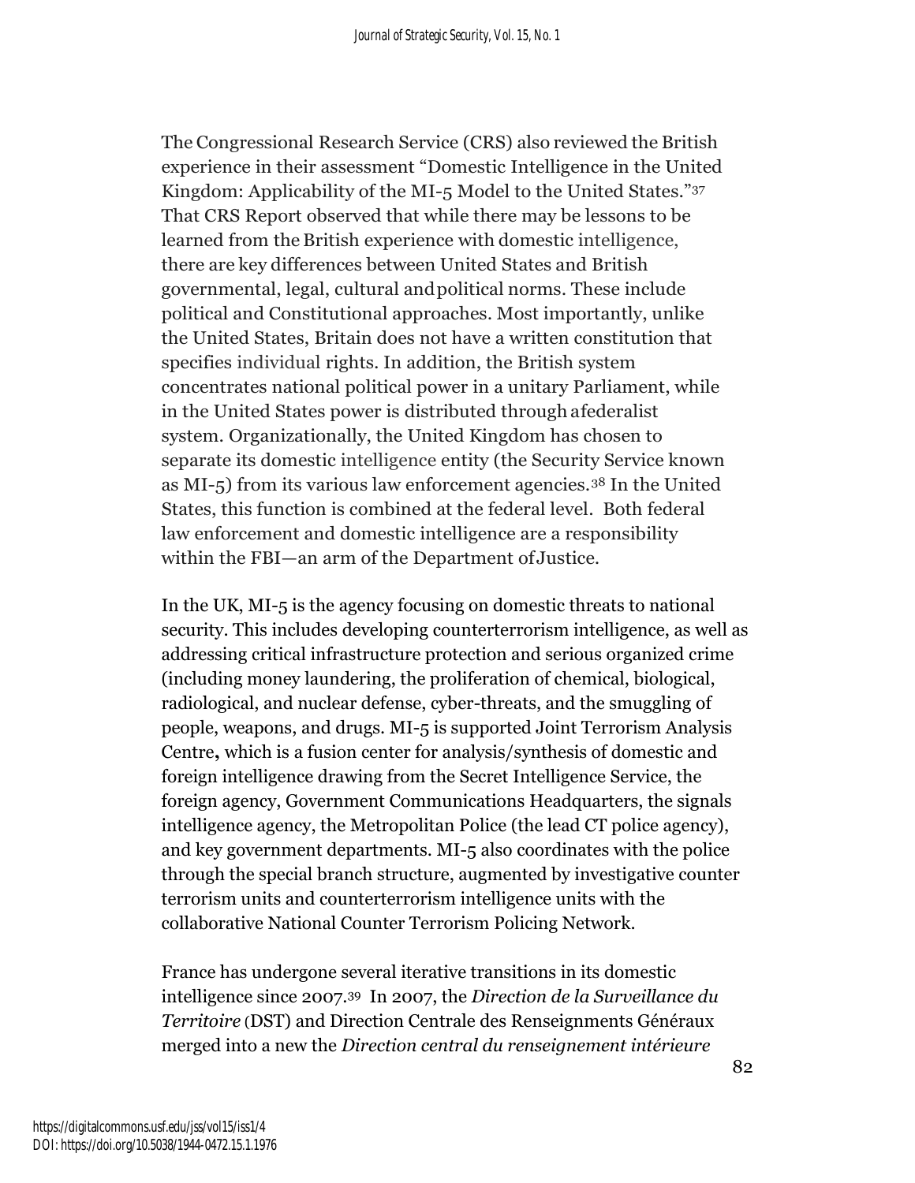The Congressional Research Service (CRS) also reviewed the British experience in their assessment "Domestic Intelligence in the United Kingdom: Applicability of the MI-5 Model to the United States."[37] That CRS Report observed that while there may be lessons to be learned from the British experience with domestic intelligence, there are key differences between United States and British governmental, legal, cultural and political norms. These include political and Constitutional approaches. Most importantly, unlike the United States, Britain does not have a written constitution that specifies individual rights. In addition, the British system concentrates national political power in a unitary Parliament, while in the United States power is distributed through afederalist system. Organizationally, the United Kingdom has chosen to separate its domestic intelligence entity (the Security Service known as MI-5) from its various law enforcement agencies.[38] In the United States, this function is combined at the federal level. Both federal law enforcement and domestic intelligence are a responsibility within the FBI—an arm of the Department of Justice.

In the UK, MI-5 is the agency focusing on domestic threats to national security. This includes developing counterterrorism intelligence, as well as addressing critical infrastructure protection and serious organized crime (including money laundering, the proliferation of chemical, biological, radiological, and nuclear defense, cyber-threats, and the smuggling of people, weapons, and drugs. MI-5 is supported Joint Terrorism Analysis Centre**,** which is a fusion center for analysis/synthesis of domestic and foreign intelligence drawing from the Secret Intelligence Service, the foreign agency, Government Communications Headquarters, the signals intelligence agency, the Metropolitan Police (the lead CT police agency), and key government departments. MI-5 also coordinates with the police through the special branch structure, augmented by investigative counter terrorism units and counterterrorism intelligence units with the collaborative National Counter Terrorism Policing Network.

France has undergone several iterative transitions in its domestic intelligence since 2007.[39] In 2007, the *Direction de la Surveillance du Territoire* (DST) and Direction Centrale des Renseignments Généraux merged into a new the *Direction central du renseignement intérieure*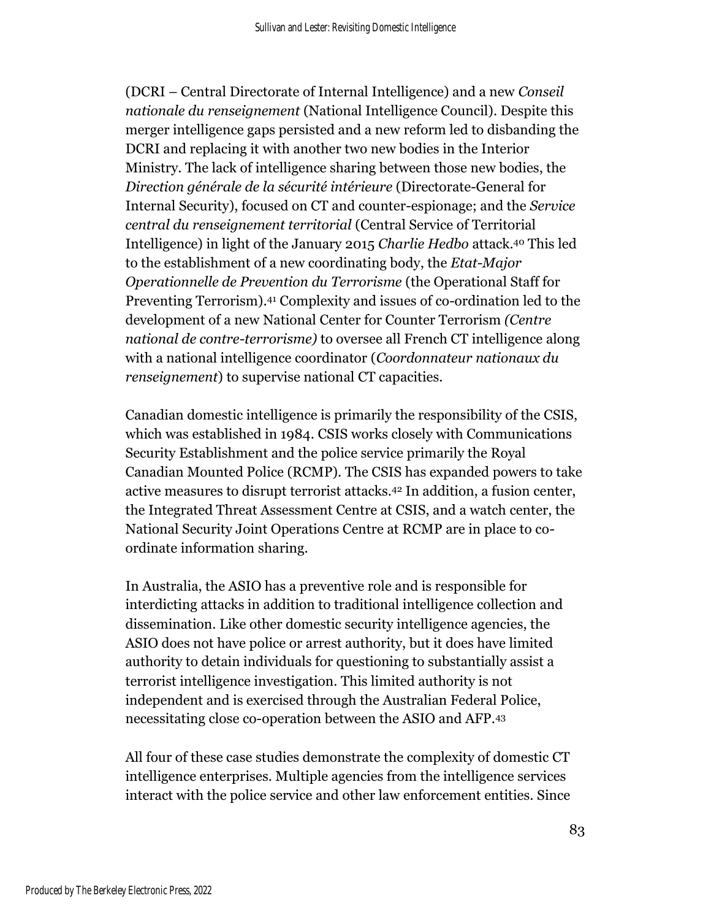(DCRI – Central Directorate of Internal Intelligence) and a new *Conseil nationale du renseignement* (National Intelligence Council). Despite this merger intelligence gaps persisted and a new reform led to disbanding the DCRI and replacing it with another two new bodies in the Interior Ministry. The lack of intelligence sharing between those new bodies, the *Direction générale de la sécurité intérieure* (Directorate-General for Internal Security), focused on CT and counter-espionage; and the *Service central du renseignement territorial* (Central Service of Territorial Intelligence) in light of the January 2015 *Charlie Hedbo* attack.[40] This led to the establishment of a new coordinating body, the *Etat-Major Operationnelle de Prevention du Terrorisme* (the Operational Staff for Preventing Terrorism).[41] Complexity and issues of co-ordination led to the development of a new National Center for Counter Terrorism *(Centre national de contre-terrorisme)* to oversee all French CT intelligence along with a national intelligence coordinator (*Coordonnateur nationaux du renseignement*) to supervise national CT capacities.

Canadian domestic intelligence is primarily the responsibility of the CSIS, which was established in 1984. CSIS works closely with Communications Security Establishment and the police service primarily the Royal Canadian Mounted Police (RCMP). The CSIS has expanded powers to take active measures to disrupt terrorist attacks.[42] In addition, a fusion center, the Integrated Threat Assessment Centre at CSIS, and a watch center, the National Security Joint Operations Centre at RCMP are in place to co-ordinate information sharing.

In Australia, the ASIO has a preventive role and is responsible for interdicting attacks in addition to traditional intelligence collection and dissemination. Like other domestic security intelligence agencies, the ASIO does not have police or arrest authority, but it does have limited authority to detain individuals for questioning to substantially assist a terrorist intelligence investigation. This limited authority is not independent and is exercised through the Australian Federal Police, necessitating close co-operation between the ASIO and AFP.[43]

All four of these case studies demonstrate the complexity of domestic CT intelligence enterprises. Multiple agencies from the intelligence services interact with the police service and other law enforcement entities. Since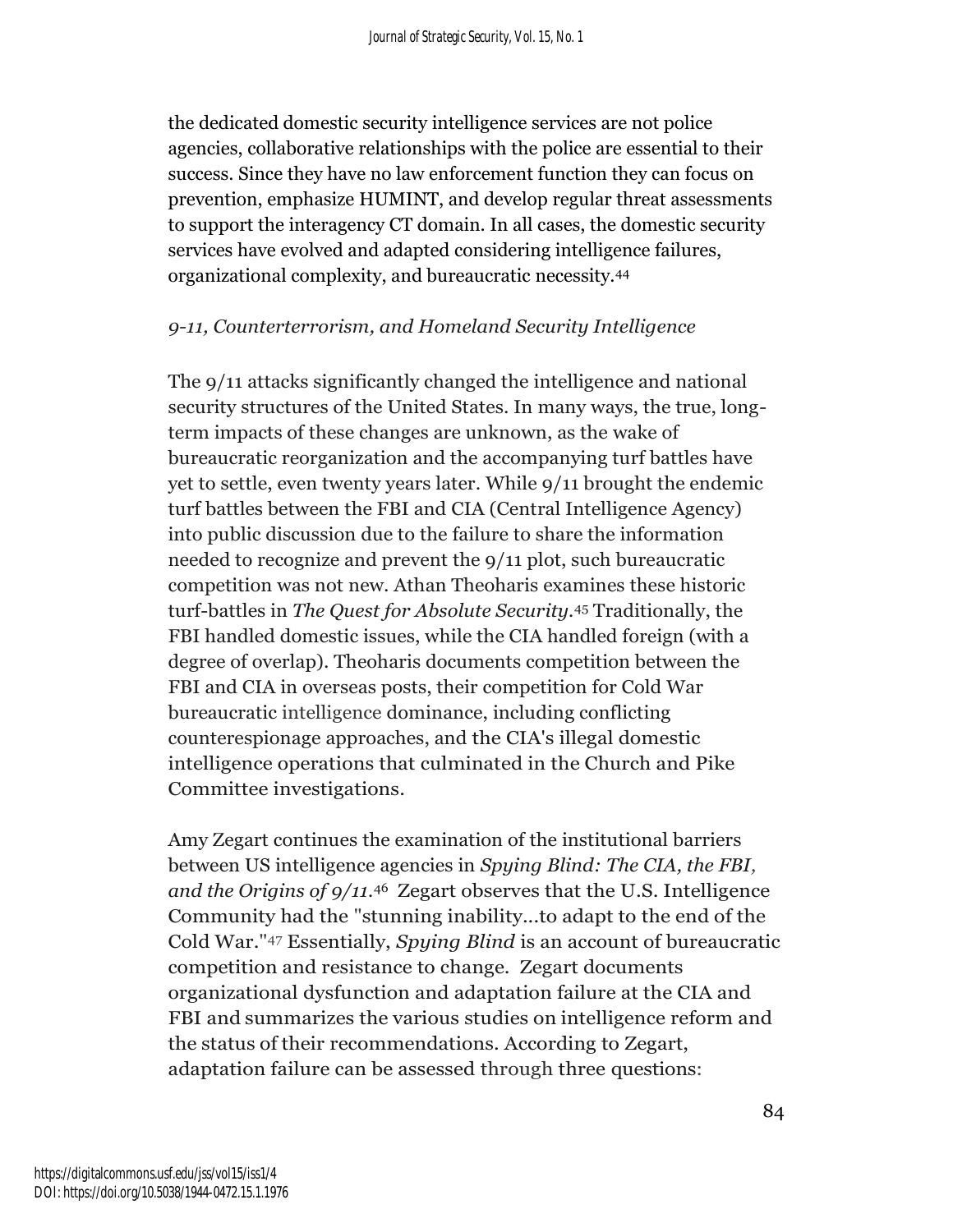the dedicated domestic security intelligence services are not police agencies, collaborative relationships with the police are essential to their success. Since they have no law enforcement function they can focus on prevention, emphasize HUMINT, and develop regular threat assessments to support the interagency CT domain. In all cases, the domestic security services have evolved and adapted considering intelligence failures, organizational complexity, and bureaucratic necessity.[44]

### *9-11, Counterterrorism, and Homeland Security Intelligence*

The 9/11 attacks significantly changed the intelligence and national security structures of the United States. In many ways, the true, long-term impacts of these changes are unknown, as the wake of bureaucratic reorganization and the accompanying turf battles have yet to settle, even twenty years later. While 9/11 brought the endemic turf battles between the FBI and CIA (Central Intelligence Agency) into public discussion due to the failure to share the information needed to recognize and prevent the 9/11 plot, such bureaucratic competition was not new. Athan Theoharis examines these historic turf-battles in *The Quest for Absolute Security*.[45] Traditionally, the FBI handled domestic issues, while the CIA handled foreign (with a degree of overlap). Theoharis documents competition between the FBI and CIA in overseas posts, their competition for Cold War bureaucratic intelligence dominance, including conflicting counterespionage approaches, and the CIA's illegal domestic intelligence operations that culminated in the Church and Pike Committee investigations.

Amy Zegart continues the examination of the institutional barriers between US intelligence agencies in *Spying Blind: The CIA, the FBI, and the Origins of 9/11*.[46] Zegart observes that the U.S. Intelligence Community had the "stunning inability...to adapt to the end of the Cold War."[47] Essentially, *Spying Blind* is an account of bureaucratic competition and resistance to change. Zegart documents organizational dysfunction and adaptation failure at the CIA and FBI and summarizes the various studies on intelligence reform and the status of their recommendations. According to Zegart, adaptation failure can be assessed through three questions: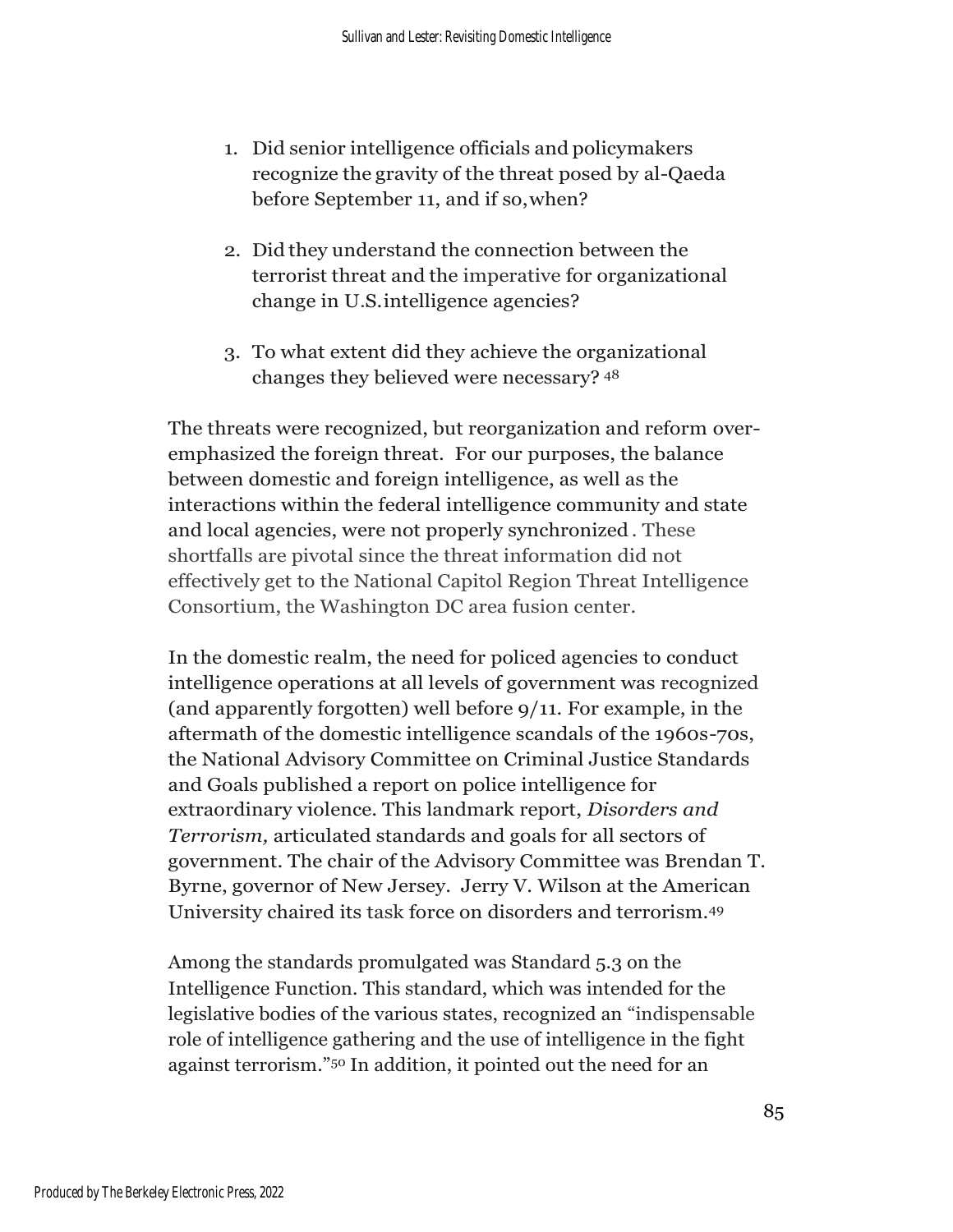1. Did senior intelligence officials and policymakers recognize the gravity of the threat posed by al-Qaeda before September 11, and if so, when?

2. Did they understand the connection between the terrorist threat and the imperative for organizational change in U.S. intelligence agencies?

3. To what extent did they achieve the organizational changes they believed were necessary? [48]

The threats were recognized, but reorganization and reform over-emphasized the foreign threat. For our purposes, the balance between domestic and foreign intelligence, as well as the interactions within the federal intelligence community and state and local agencies, were not properly synchronized. These shortfalls are pivotal since the threat information did not effectively get to the National Capitol Region Threat Intelligence Consortium, the Washington DC area fusion center.

In the domestic realm, the need for policed agencies to conduct intelligence operations at all levels of government was recognized (and apparently forgotten) well before 9/11. For example, in the aftermath of the domestic intelligence scandals of the 1960s-70s, the National Advisory Committee on Criminal Justice Standards and Goals published a report on police intelligence for extraordinary violence. This landmark report, *Disorders and Terrorism,* articulated standards and goals for all sectors of government. The chair of the Advisory Committee was Brendan T. Byrne, governor of New Jersey. Jerry V. Wilson at the American University chaired its task force on disorders and terrorism.[49]

Among the standards promulgated was Standard 5.3 on the Intelligence Function. This standard, which was intended for the legislative bodies of the various states, recognized an "indispensable role of intelligence gathering and the use of intelligence in the fight against terrorism."[50] In addition, it pointed out the need for an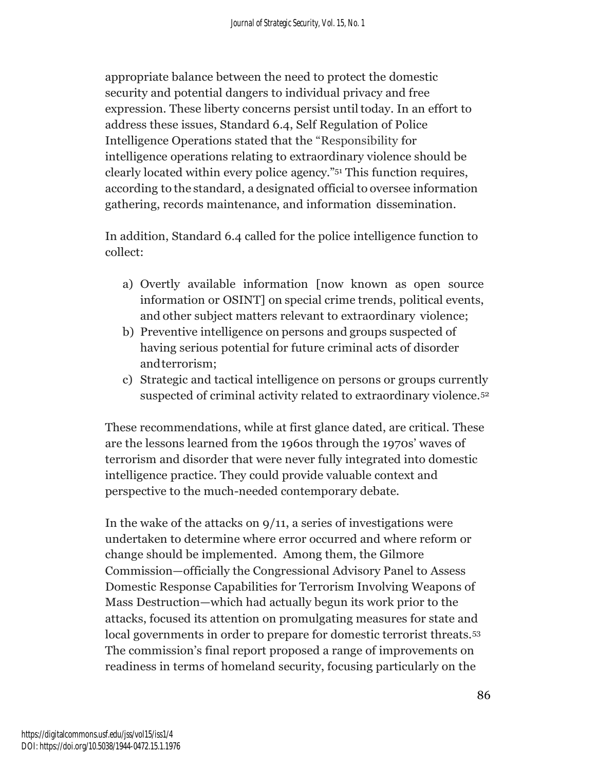appropriate balance between the need to protect the domestic security and potential dangers to individual privacy and free expression. These liberty concerns persist until today. In an effort to address these issues, Standard 6.4, Self Regulation of Police Intelligence Operations stated that the "Responsibility for intelligence operations relating to extraordinary violence should be clearly located within every police agency."[51] This function requires, according to the standard, a designated official to oversee information gathering, records maintenance, and information dissemination.

In addition, Standard 6.4 called for the police intelligence function to collect:

a) Overtly available information [now known as open source information or OSINT] on special crime trends, political events, and other subject matters relevant to extraordinary violence;
b) Preventive intelligence on persons and groups suspected of having serious potential for future criminal acts of disorder and terrorism;
c) Strategic and tactical intelligence on persons or groups currently suspected of criminal activity related to extraordinary violence.[52]

These recommendations, while at first glance dated, are critical. These are the lessons learned from the 1960s through the 1970s' waves of terrorism and disorder that were never fully integrated into domestic intelligence practice. They could provide valuable context and perspective to the much-needed contemporary debate.

In the wake of the attacks on 9/11, a series of investigations were undertaken to determine where error occurred and where reform or change should be implemented. Among them, the Gilmore Commission—officially the Congressional Advisory Panel to Assess Domestic Response Capabilities for Terrorism Involving Weapons of Mass Destruction—which had actually begun its work prior to the attacks, focused its attention on promulgating measures for state and local governments in order to prepare for domestic terrorist threats.[53] The commission's final report proposed a range of improvements on readiness in terms of homeland security, focusing particularly on the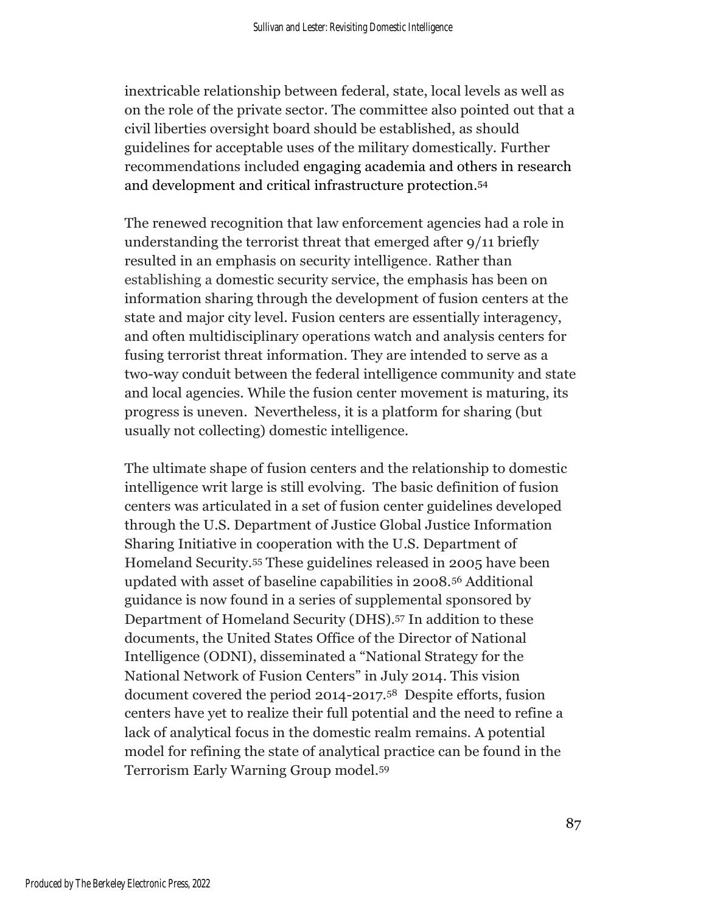inextricable relationship between federal, state, local levels as well as on the role of the private sector. The committee also pointed out that a civil liberties oversight board should be established, as should guidelines for acceptable uses of the military domestically. Further recommendations included engaging academia and others in research and development and critical infrastructure protection.[54]

The renewed recognition that law enforcement agencies had a role in understanding the terrorist threat that emerged after 9/11 briefly resulted in an emphasis on security intelligence. Rather than establishing a domestic security service, the emphasis has been on information sharing through the development of fusion centers at the state and major city level. Fusion centers are essentially interagency, and often multidisciplinary operations watch and analysis centers for fusing terrorist threat information. They are intended to serve as a two-way conduit between the federal intelligence community and state and local agencies. While the fusion center movement is maturing, its progress is uneven. Nevertheless, it is a platform for sharing (but usually not collecting) domestic intelligence.

The ultimate shape of fusion centers and the relationship to domestic intelligence writ large is still evolving. The basic definition of fusion centers was articulated in a set of fusion center guidelines developed through the U.S. Department of Justice Global Justice Information Sharing Initiative in cooperation with the U.S. Department of Homeland Security.[55] These guidelines released in 2005 have been updated with asset of baseline capabilities in 2008.[56] Additional guidance is now found in a series of supplemental sponsored by Department of Homeland Security (DHS).[57] In addition to these documents, the United States Office of the Director of National Intelligence (ODNI), disseminated a "National Strategy for the National Network of Fusion Centers" in July 2014. This vision document covered the period 2014-2017.[58] Despite efforts, fusion centers have yet to realize their full potential and the need to refine a lack of analytical focus in the domestic realm remains. A potential model for refining the state of analytical practice can be found in the Terrorism Early Warning Group model.[59]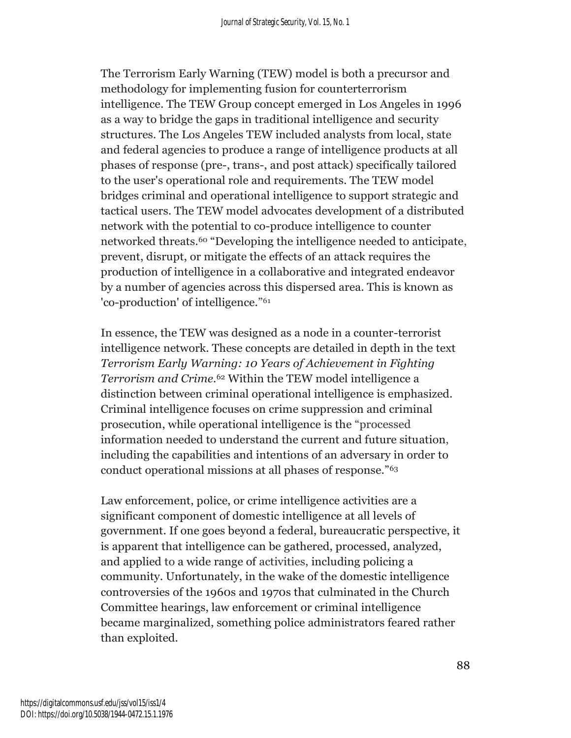The Terrorism Early Warning (TEW) model is both a precursor and methodology for implementing fusion for counterterrorism intelligence. The TEW Group concept emerged in Los Angeles in 1996 as a way to bridge the gaps in traditional intelligence and security structures. The Los Angeles TEW included analysts from local, state and federal agencies to produce a range of intelligence products at all phases of response (pre-, trans-, and post attack) specifically tailored to the user's operational role and requirements. The TEW model bridges criminal and operational intelligence to support strategic and tactical users. The TEW model advocates development of a distributed network with the potential to co-produce intelligence to counter networked threats.[60] "Developing the intelligence needed to anticipate, prevent, disrupt, or mitigate the effects of an attack requires the production of intelligence in a collaborative and integrated endeavor by a number of agencies across this dispersed area. This is known as 'co-production' of intelligence."[61]

In essence, the TEW was designed as a node in a counter-terrorist intelligence network. These concepts are detailed in depth in the text *Terrorism Early Warning: 10 Years of Achievement in Fighting Terrorism and Crime*.[62] Within the TEW model intelligence a distinction between criminal operational intelligence is emphasized. Criminal intelligence focuses on crime suppression and criminal prosecution, while operational intelligence is the "processed information needed to understand the current and future situation, including the capabilities and intentions of an adversary in order to conduct operational missions at all phases of response."[63]

Law enforcement, police, or crime intelligence activities are a significant component of domestic intelligence at all levels of government. If one goes beyond a federal, bureaucratic perspective, it is apparent that intelligence can be gathered, processed, analyzed, and applied to a wide range of activities, including policing a community. Unfortunately, in the wake of the domestic intelligence controversies of the 1960s and 1970s that culminated in the Church Committee hearings, law enforcement or criminal intelligence became marginalized, something police administrators feared rather than exploited.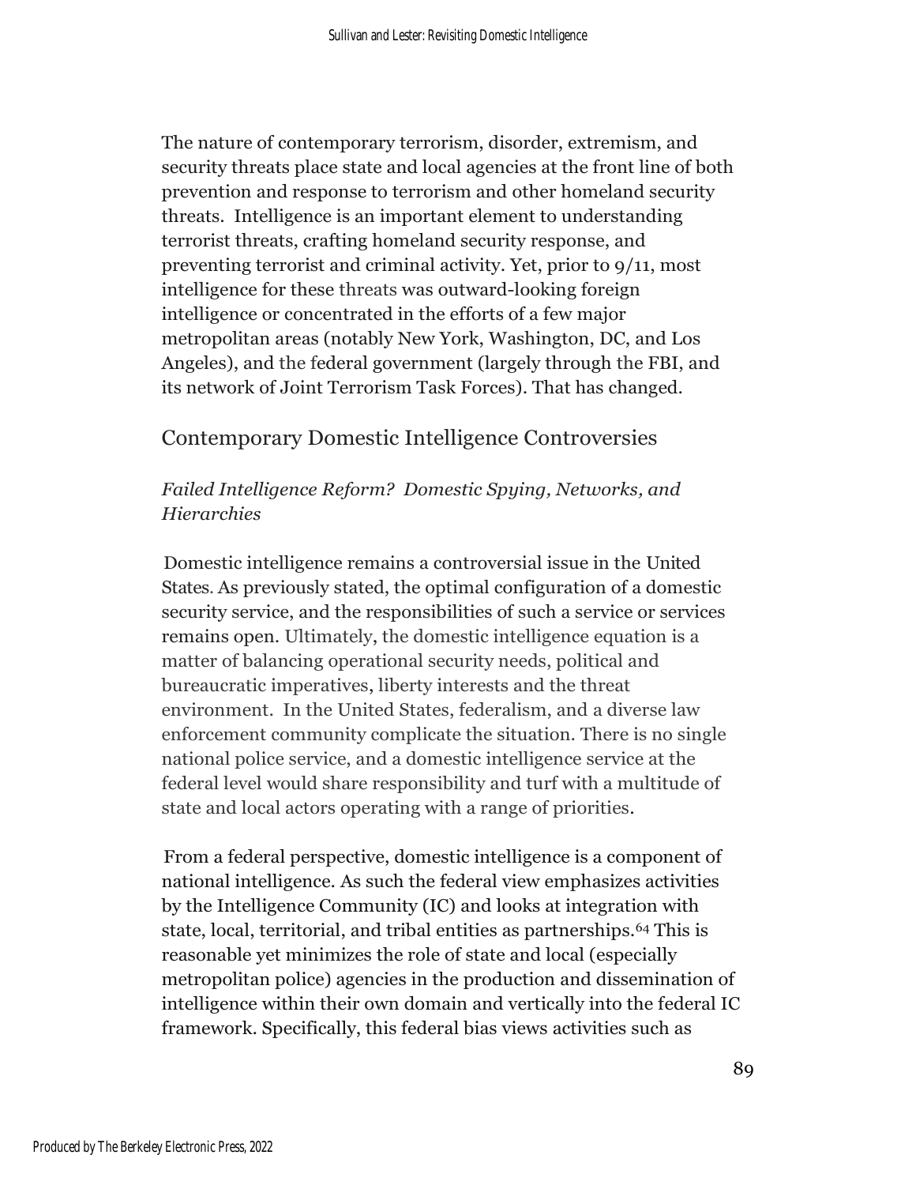The nature of contemporary terrorism, disorder, extremism, and security threats place state and local agencies at the front line of both prevention and response to terrorism and other homeland security threats. Intelligence is an important element to understanding terrorist threats, crafting homeland security response, and preventing terrorist and criminal activity. Yet, prior to 9/11, most intelligence for these threats was outward-looking foreign intelligence or concentrated in the efforts of a few major metropolitan areas (notably New York, Washington, DC, and Los Angeles), and the federal government (largely through the FBI, and its network of Joint Terrorism Task Forces). That has changed.

## Contemporary Domestic Intelligence Controversies

### *Failed Intelligence Reform? Domestic Spying, Networks, and Hierarchies*

Domestic intelligence remains a controversial issue in the United States. As previously stated, the optimal configuration of a domestic security service, and the responsibilities of such a service or services remains open. Ultimately, the domestic intelligence equation is a matter of balancing operational security needs, political and bureaucratic imperatives, liberty interests and the threat environment. In the United States, federalism, and a diverse law enforcement community complicate the situation. There is no single national police service, and a domestic intelligence service at the federal level would share responsibility and turf with a multitude of state and local actors operating with a range of priorities.

From a federal perspective, domestic intelligence is a component of national intelligence. As such the federal view emphasizes activities by the Intelligence Community (IC) and looks at integration with state, local, territorial, and tribal entities as partnerships.[64] This is reasonable yet minimizes the role of state and local (especially metropolitan police) agencies in the production and dissemination of intelligence within their own domain and vertically into the federal IC framework. Specifically, this federal bias views activities such as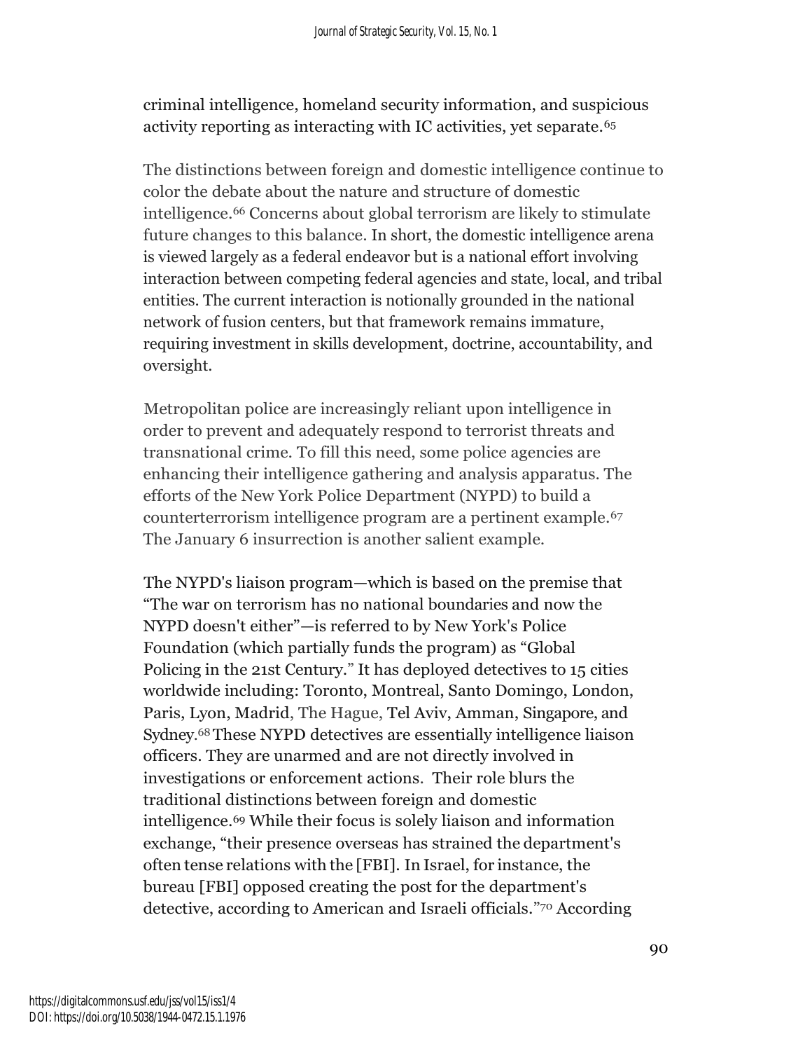criminal intelligence, homeland security information, and suspicious activity reporting as interacting with IC activities, yet separate.[65]

The distinctions between foreign and domestic intelligence continue to color the debate about the nature and structure of domestic intelligence.[66] Concerns about global terrorism are likely to stimulate future changes to this balance. In short, the domestic intelligence arena is viewed largely as a federal endeavor but is a national effort involving interaction between competing federal agencies and state, local, and tribal entities. The current interaction is notionally grounded in the national network of fusion centers, but that framework remains immature, requiring investment in skills development, doctrine, accountability, and oversight.

Metropolitan police are increasingly reliant upon intelligence in order to prevent and adequately respond to terrorist threats and transnational crime. To fill this need, some police agencies are enhancing their intelligence gathering and analysis apparatus. The efforts of the New York Police Department (NYPD) to build a counterterrorism intelligence program are a pertinent example.[67] The January 6 insurrection is another salient example.

The NYPD's liaison program—which is based on the premise that "The war on terrorism has no national boundaries and now the NYPD doesn't either"—is referred to by New York's Police Foundation (which partially funds the program) as "Global Policing in the 21st Century." It has deployed detectives to 15 cities worldwide including: Toronto, Montreal, Santo Domingo, London, Paris, Lyon, Madrid, The Hague, Tel Aviv, Amman, Singapore, and Sydney.[68] These NYPD detectives are essentially intelligence liaison officers. They are unarmed and are not directly involved in investigations or enforcement actions. Their role blurs the traditional distinctions between foreign and domestic intelligence.[69] While their focus is solely liaison and information exchange, "their presence overseas has strained the department's often tense relations with the [FBI]. In Israel, for instance, the bureau [FBI] opposed creating the post for the department's detective, according to American and Israeli officials."[70] According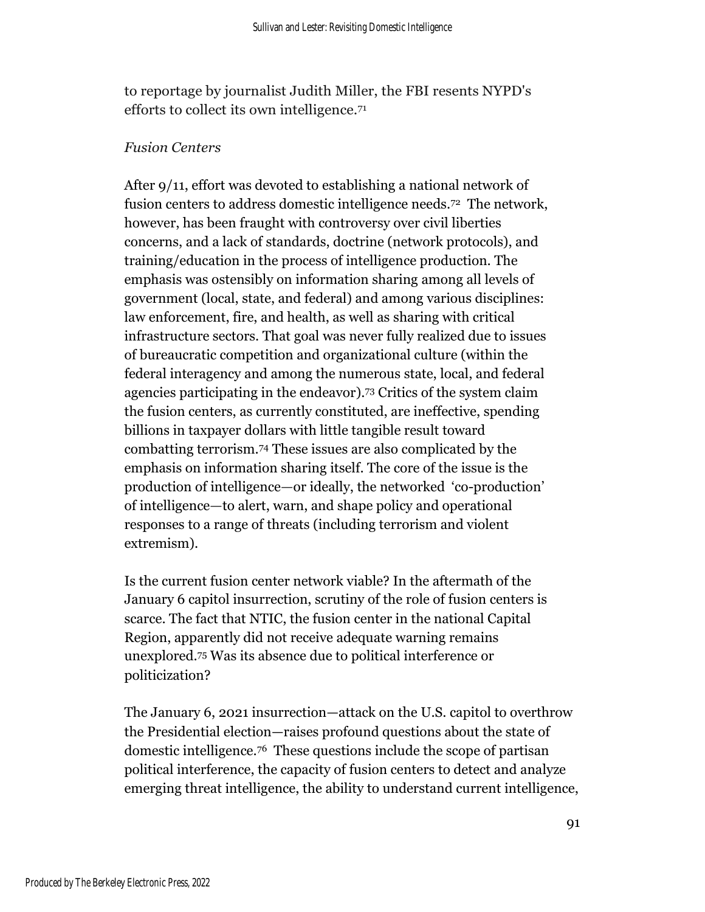to reportage by journalist Judith Miller, the FBI resents NYPD's efforts to collect its own intelligence.[71]

*Fusion Centers*

After 9/11, effort was devoted to establishing a national network of fusion centers to address domestic intelligence needs.[72] The network, however, has been fraught with controversy over civil liberties concerns, and a lack of standards, doctrine (network protocols), and training/education in the process of intelligence production. The emphasis was ostensibly on information sharing among all levels of government (local, state, and federal) and among various disciplines: law enforcement, fire, and health, as well as sharing with critical infrastructure sectors. That goal was never fully realized due to issues of bureaucratic competition and organizational culture (within the federal interagency and among the numerous state, local, and federal agencies participating in the endeavor).[73] Critics of the system claim the fusion centers, as currently constituted, are ineffective, spending billions in taxpayer dollars with little tangible result toward combatting terrorism.[74] These issues are also complicated by the emphasis on information sharing itself. The core of the issue is the production of intelligence—or ideally, the networked 'co-production' of intelligence—to alert, warn, and shape policy and operational responses to a range of threats (including terrorism and violent extremism).

Is the current fusion center network viable? In the aftermath of the January 6 capitol insurrection, scrutiny of the role of fusion centers is scarce. The fact that NTIC, the fusion center in the national Capital Region, apparently did not receive adequate warning remains unexplored.[75] Was its absence due to political interference or politicization?

The January 6, 2021 insurrection—attack on the U.S. capitol to overthrow the Presidential election—raises profound questions about the state of domestic intelligence.[76] These questions include the scope of partisan political interference, the capacity of fusion centers to detect and analyze emerging threat intelligence, the ability to understand current intelligence,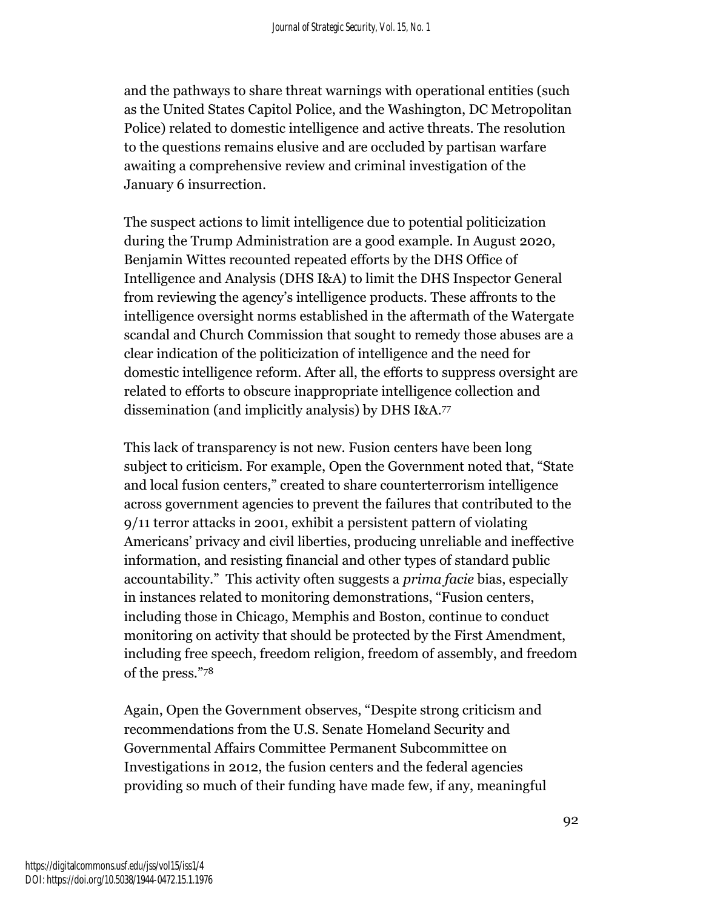and the pathways to share threat warnings with operational entities (such as the United States Capitol Police, and the Washington, DC Metropolitan Police) related to domestic intelligence and active threats. The resolution to the questions remains elusive and are occluded by partisan warfare awaiting a comprehensive review and criminal investigation of the January 6 insurrection.

The suspect actions to limit intelligence due to potential politicization during the Trump Administration are a good example. In August 2020, Benjamin Wittes recounted repeated efforts by the DHS Office of Intelligence and Analysis (DHS I&A) to limit the DHS Inspector General from reviewing the agency's intelligence products. These affronts to the intelligence oversight norms established in the aftermath of the Watergate scandal and Church Commission that sought to remedy those abuses are a clear indication of the politicization of intelligence and the need for domestic intelligence reform. After all, the efforts to suppress oversight are related to efforts to obscure inappropriate intelligence collection and dissemination (and implicitly analysis) by DHS I&A.[77]

This lack of transparency is not new. Fusion centers have been long subject to criticism. For example, Open the Government noted that, "State and local fusion centers," created to share counterterrorism intelligence across government agencies to prevent the failures that contributed to the 9/11 terror attacks in 2001, exhibit a persistent pattern of violating Americans' privacy and civil liberties, producing unreliable and ineffective information, and resisting financial and other types of standard public accountability." This activity often suggests a *prima facie* bias, especially in instances related to monitoring demonstrations, "Fusion centers, including those in Chicago, Memphis and Boston, continue to conduct monitoring on activity that should be protected by the First Amendment, including free speech, freedom religion, freedom of assembly, and freedom of the press."[78]

Again, Open the Government observes, "Despite strong criticism and recommendations from the U.S. Senate Homeland Security and Governmental Affairs Committee Permanent Subcommittee on Investigations in 2012, the fusion centers and the federal agencies providing so much of their funding have made few, if any, meaningful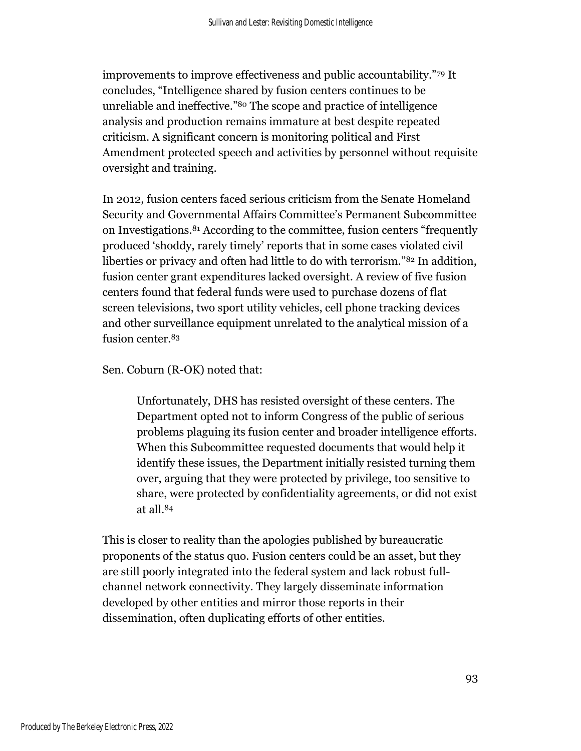improvements to improve effectiveness and public accountability."[79] It concludes, "Intelligence shared by fusion centers continues to be unreliable and ineffective."[80] The scope and practice of intelligence analysis and production remains immature at best despite repeated criticism. A significant concern is monitoring political and First Amendment protected speech and activities by personnel without requisite oversight and training.

In 2012, fusion centers faced serious criticism from the Senate Homeland Security and Governmental Affairs Committee's Permanent Subcommittee on Investigations.[81] According to the committee, fusion centers "frequently produced 'shoddy, rarely timely' reports that in some cases violated civil liberties or privacy and often had little to do with terrorism."[82] In addition, fusion center grant expenditures lacked oversight. A review of five fusion centers found that federal funds were used to purchase dozens of flat screen televisions, two sport utility vehicles, cell phone tracking devices and other surveillance equipment unrelated to the analytical mission of a fusion center.[83]

Sen. Coburn (R-OK) noted that:

> Unfortunately, DHS has resisted oversight of these centers. The Department opted not to inform Congress of the public of serious problems plaguing its fusion center and broader intelligence efforts. When this Subcommittee requested documents that would help it identify these issues, the Department initially resisted turning them over, arguing that they were protected by privilege, too sensitive to share, were protected by confidentiality agreements, or did not exist at all.[84]

This is closer to reality than the apologies published by bureaucratic proponents of the status quo. Fusion centers could be an asset, but they are still poorly integrated into the federal system and lack robust full-channel network connectivity. They largely disseminate information developed by other entities and mirror those reports in their dissemination, often duplicating efforts of other entities.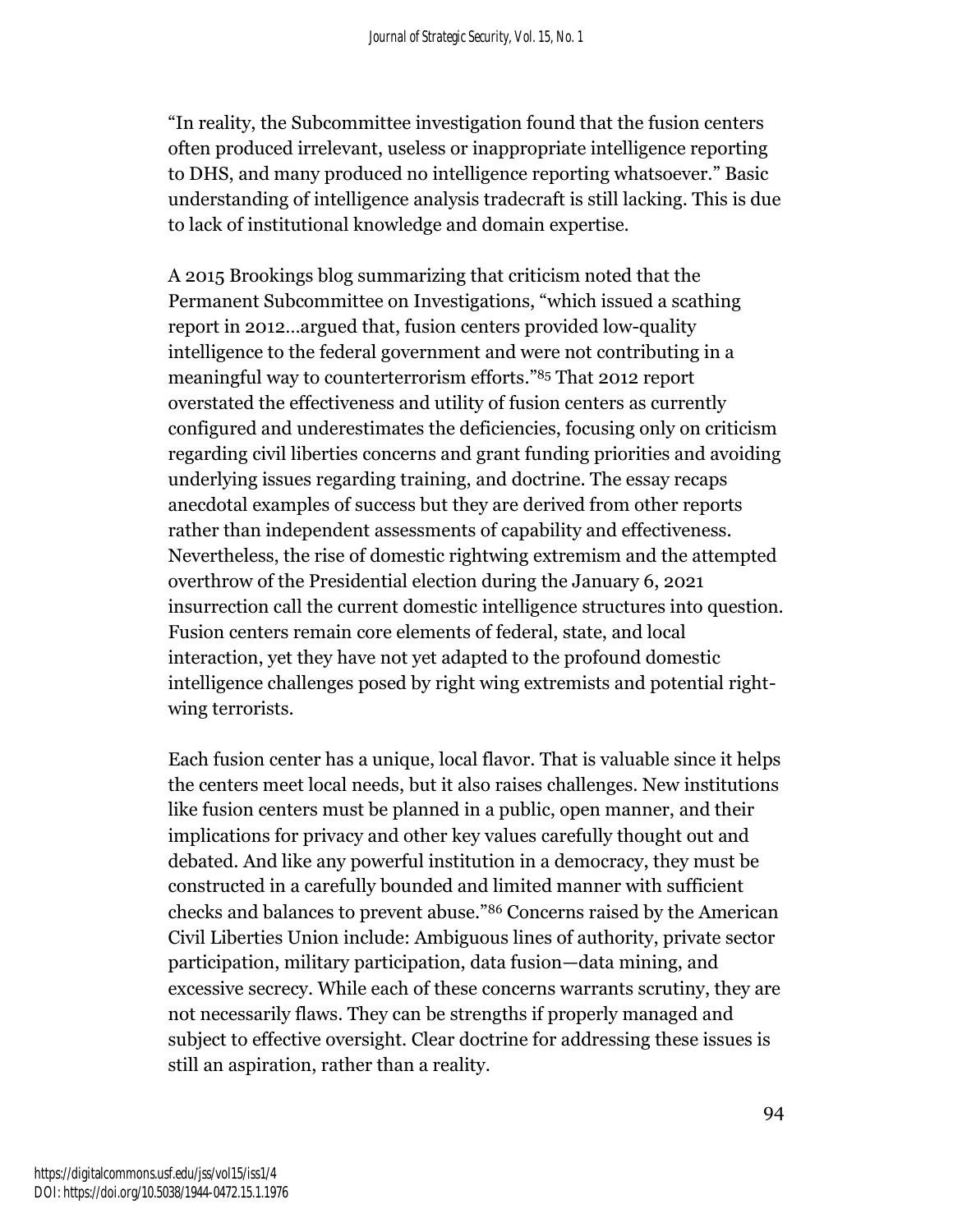"In reality, the Subcommittee investigation found that the fusion centers often produced irrelevant, useless or inappropriate intelligence reporting to DHS, and many produced no intelligence reporting whatsoever." Basic understanding of intelligence analysis tradecraft is still lacking. This is due to lack of institutional knowledge and domain expertise.

A 2015 Brookings blog summarizing that criticism noted that the Permanent Subcommittee on Investigations, "which issued a scathing report in 2012…argued that, fusion centers provided low-quality intelligence to the federal government and were not contributing in a meaningful way to counterterrorism efforts."[85] That 2012 report overstated the effectiveness and utility of fusion centers as currently configured and underestimates the deficiencies, focusing only on criticism regarding civil liberties concerns and grant funding priorities and avoiding underlying issues regarding training, and doctrine. The essay recaps anecdotal examples of success but they are derived from other reports rather than independent assessments of capability and effectiveness. Nevertheless, the rise of domestic rightwing extremism and the attempted overthrow of the Presidential election during the January 6, 2021 insurrection call the current domestic intelligence structures into question. Fusion centers remain core elements of federal, state, and local interaction, yet they have not yet adapted to the profound domestic intelligence challenges posed by right wing extremists and potential right-wing terrorists.

Each fusion center has a unique, local flavor. That is valuable since it helps the centers meet local needs, but it also raises challenges. New institutions like fusion centers must be planned in a public, open manner, and their implications for privacy and other key values carefully thought out and debated. And like any powerful institution in a democracy, they must be constructed in a carefully bounded and limited manner with sufficient checks and balances to prevent abuse."[86] Concerns raised by the American Civil Liberties Union include: Ambiguous lines of authority, private sector participation, military participation, data fusion—data mining, and excessive secrecy. While each of these concerns warrants scrutiny, they are not necessarily flaws. They can be strengths if properly managed and subject to effective oversight. Clear doctrine for addressing these issues is still an aspiration, rather than a reality.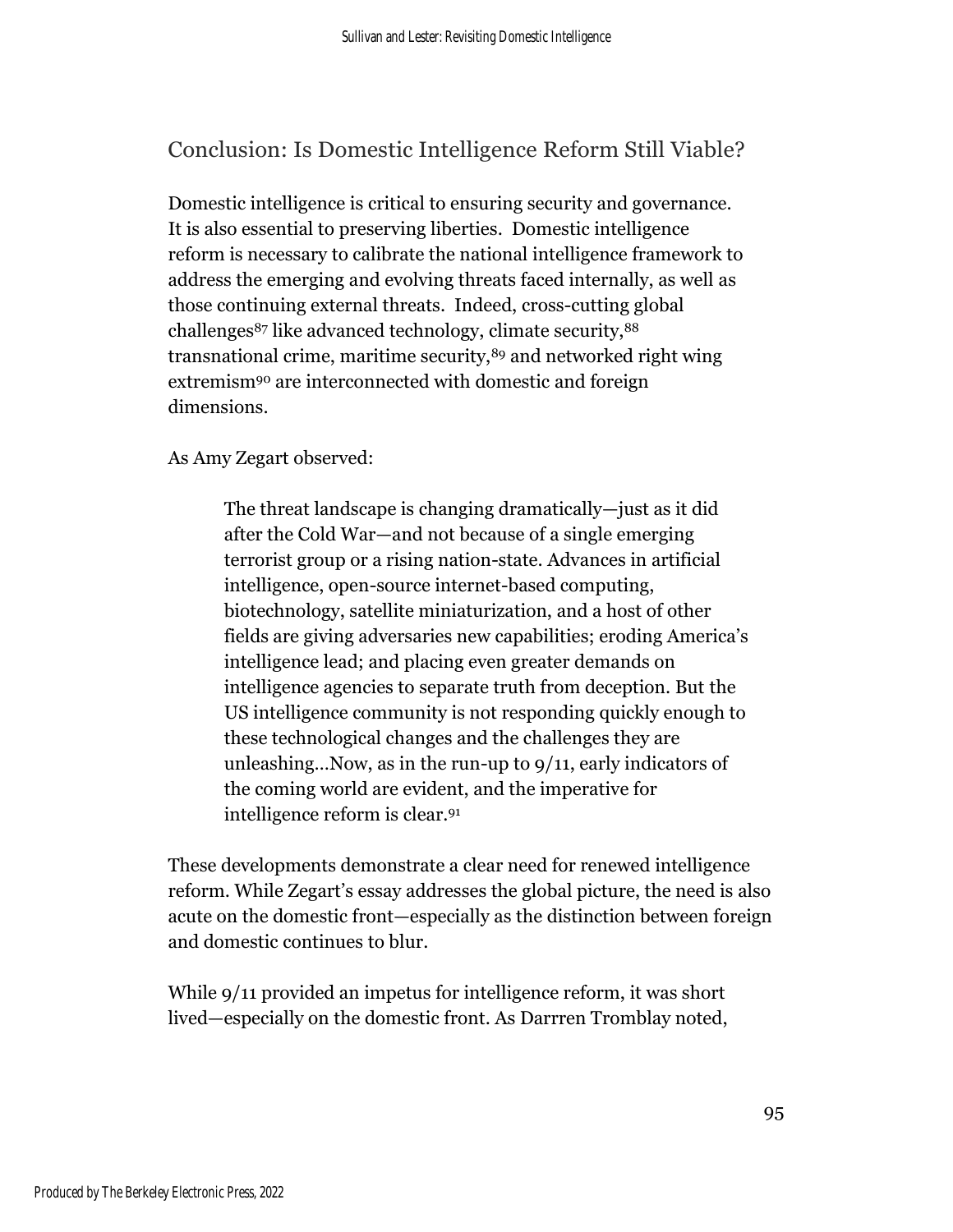## Conclusion: Is Domestic Intelligence Reform Still Viable?

Domestic intelligence is critical to ensuring security and governance. It is also essential to preserving liberties. Domestic intelligence reform is necessary to calibrate the national intelligence framework to address the emerging and evolving threats faced internally, as well as those continuing external threats. Indeed, cross-cutting global challenges[87] like advanced technology, climate security,[88] transnational crime, maritime security,[89] and networked right wing extremism[90] are interconnected with domestic and foreign dimensions.

As Amy Zegart observed:

> The threat landscape is changing dramatically—just as it did after the Cold War—and not because of a single emerging terrorist group or a rising nation-state. Advances in artificial intelligence, open-source internet-based computing, biotechnology, satellite miniaturization, and a host of other fields are giving adversaries new capabilities; eroding America's intelligence lead; and placing even greater demands on intelligence agencies to separate truth from deception. But the US intelligence community is not responding quickly enough to these technological changes and the challenges they are unleashing…Now, as in the run-up to 9/11, early indicators of the coming world are evident, and the imperative for intelligence reform is clear.[91]

These developments demonstrate a clear need for renewed intelligence reform. While Zegart's essay addresses the global picture, the need is also acute on the domestic front—especially as the distinction between foreign and domestic continues to blur.

While 9/11 provided an impetus for intelligence reform, it was short lived—especially on the domestic front. As Darrren Tromblay noted,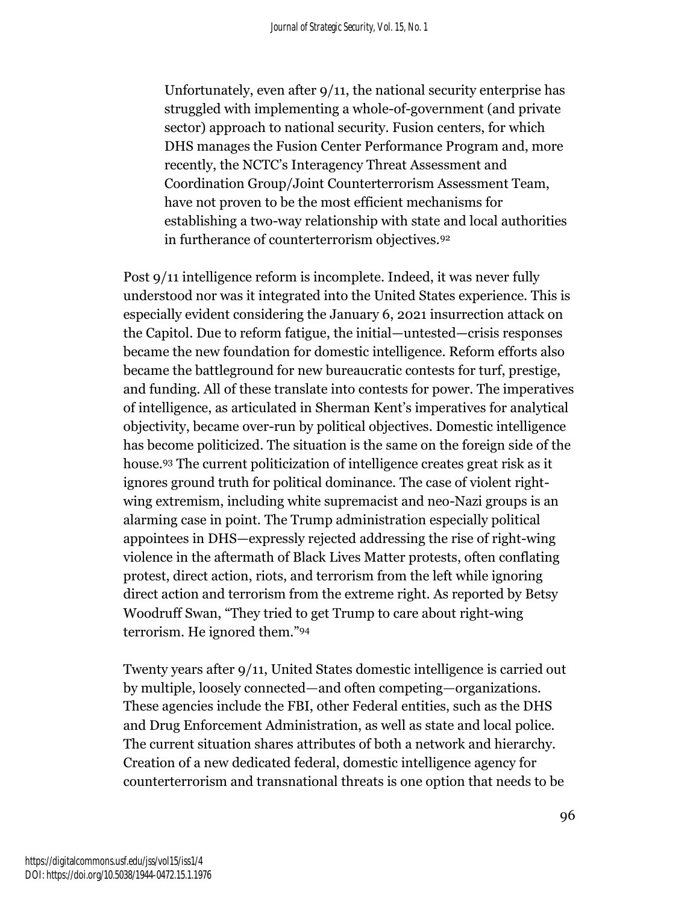> Unfortunately, even after 9/11, the national security enterprise has struggled with implementing a whole-of-government (and private sector) approach to national security. Fusion centers, for which DHS manages the Fusion Center Performance Program and, more recently, the NCTC's Interagency Threat Assessment and Coordination Group/Joint Counterterrorism Assessment Team, have not proven to be the most efficient mechanisms for establishing a two-way relationship with state and local authorities in furtherance of counterterrorism objectives.[92]

Post 9/11 intelligence reform is incomplete. Indeed, it was never fully understood nor was it integrated into the United States experience. This is especially evident considering the January 6, 2021 insurrection attack on the Capitol. Due to reform fatigue, the initial—untested—crisis responses became the new foundation for domestic intelligence. Reform efforts also became the battleground for new bureaucratic contests for turf, prestige, and funding. All of these translate into contests for power. The imperatives of intelligence, as articulated in Sherman Kent's imperatives for analytical objectivity, became over-run by political objectives. Domestic intelligence has become politicized. The situation is the same on the foreign side of the house.[93] The current politicization of intelligence creates great risk as it ignores ground truth for political dominance. The case of violent right-wing extremism, including white supremacist and neo-Nazi groups is an alarming case in point. The Trump administration especially political appointees in DHS—expressly rejected addressing the rise of right-wing violence in the aftermath of Black Lives Matter protests, often conflating protest, direct action, riots, and terrorism from the left while ignoring direct action and terrorism from the extreme right. As reported by Betsy Woodruff Swan, "They tried to get Trump to care about right-wing terrorism. He ignored them."[94]

Twenty years after 9/11, United States domestic intelligence is carried out by multiple, loosely connected—and often competing—organizations. These agencies include the FBI, other Federal entities, such as the DHS and Drug Enforcement Administration, as well as state and local police. The current situation shares attributes of both a network and hierarchy. Creation of a new dedicated federal, domestic intelligence agency for counterterrorism and transnational threats is one option that needs to be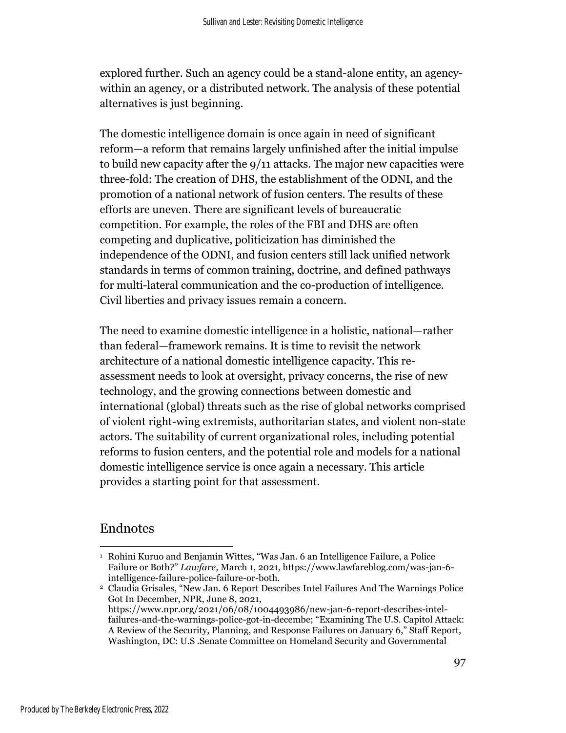explored further. Such an agency could be a stand-alone entity, an agency-within an agency, or a distributed network. The analysis of these potential alternatives is just beginning.

The domestic intelligence domain is once again in need of significant reform—a reform that remains largely unfinished after the initial impulse to build new capacity after the 9/11 attacks. The major new capacities were three-fold: The creation of DHS, the establishment of the ODNI, and the promotion of a national network of fusion centers. The results of these efforts are uneven. There are significant levels of bureaucratic competition. For example, the roles of the FBI and DHS are often competing and duplicative, politicization has diminished the independence of the ODNI, and fusion centers still lack unified network standards in terms of common training, doctrine, and defined pathways for multi-lateral communication and the co-production of intelligence. Civil liberties and privacy issues remain a concern.

The need to examine domestic intelligence in a holistic, national—rather than federal—framework remains. It is time to revisit the network architecture of a national domestic intelligence capacity. This re-assessment needs to look at oversight, privacy concerns, the rise of new technology, and the growing connections between domestic and international (global) threats such as the rise of global networks comprised of violent right-wing extremists, authoritarian states, and violent non-state actors. The suitability of current organizational roles, including potential reforms to fusion centers, and the potential role and models for a national domestic intelligence service is once again a necessary. This article provides a starting point for that assessment.

## Endnotes

[1] Rohini Kuruo and Benjamin Wittes, "Was Jan. 6 an Intelligence Failure, a Police Failure or Both?" *Lawfare*, March 1, 2021, https://www.lawfareblog.com/was-jan-6-intelligence-failure-police-failure-or-both.

[2] Claudia Grisales, "New Jan. 6 Report Describes Intel Failures And The Warnings Police Got In December, NPR, June 8, 2021, https://www.npr.org/2021/06/08/1004493986/new-jan-6-report-describes-intel-failures-and-the-warnings-police-got-in-decembe; "Examining The U.S. Capitol Attack: A Review of the Security, Planning, and Response Failures on January 6," Staff Report, Washington, DC: U.S .Senate Committee on Homeland Security and Governmental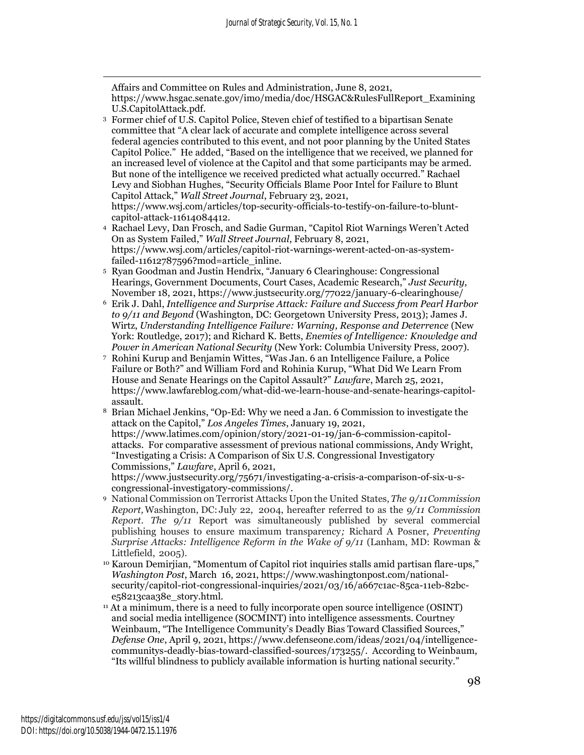Affairs and Committee on Rules and Administration, June 8, 2021, https://www.hsgac.senate.gov/imo/media/doc/HSGAC&RulesFullReport_ExaminingU.S.CapitolAttack.pdf.

[3] Former chief of U.S. Capitol Police, Steven chief of testified to a bipartisan Senate committee that "A clear lack of accurate and complete intelligence across several federal agencies contributed to this event, and not poor planning by the United States Capitol Police." He added, "Based on the intelligence that we received, we planned for an increased level of violence at the Capitol and that some participants may be armed. But none of the intelligence we received predicted what actually occurred." Rachael Levy and Siobhan Hughes, "Security Officials Blame Poor Intel for Failure to Blunt Capitol Attack," *Wall Street Journal*, February 23, 2021, https://www.wsj.com/articles/top-security-officials-to-testify-on-failure-to-blunt-capitol-attack-11614084412.

[4] Rachael Levy, Dan Frosch, and Sadie Gurman, "Capitol Riot Warnings Weren't Acted On as System Failed," *Wall Street Journal*, February 8, 2021, https://www.wsj.com/articles/capitol-riot-warnings-werent-acted-on-as-system-failed-11612787596?mod=article_inline.

[5] Ryan Goodman and Justin Hendrix, "January 6 Clearinghouse: Congressional Hearings, Government Documents, Court Cases, Academic Research," *Just Security*, November 18, 2021, https://www.justsecurity.org/77022/january-6-clearinghouse/

[6] Erik J. Dahl, *Intelligence and Surprise Attack: Failure and Success from Pearl Harbor to 9/11 and Beyond* (Washington, DC: Georgetown University Press, 2013); James J. Wirtz, *Understanding Intelligence Failure: Warning, Response and Deterrence* (New York: Routledge, 2017); and Richard K. Betts, *Enemies of Intelligence: Knowledge and Power in American National Security* (New York: Columbia University Press, 2007).

[7] Rohini Kurup and Benjamin Wittes, "Was Jan. 6 an Intelligence Failure, a Police Failure or Both?" and William Ford and Rohinia Kurup, "What Did We Learn From House and Senate Hearings on the Capitol Assault?" *Lawfare*, March 25, 2021, https://www.lawfareblog.com/what-did-we-learn-house-and-senate-hearings-capitol-assault.

[8] Brian Michael Jenkins, "Op-Ed: Why we need a Jan. 6 Commission to investigate the attack on the Capitol," *Los Angeles Times*, January 19, 2021, https://www.latimes.com/opinion/story/2021-01-19/jan-6-commission-capitol-attacks. For comparative assessment of previous national commissions, Andy Wright, "Investigating a Crisis: A Comparison of Six U.S. Congressional Investigatory Commissions," *Lawfare*, April 6, 2021, https://www.justsecurity.org/75671/investigating-a-crisis-a-comparison-of-six-u-s-congressional-investigatory-commissions/.

[9] National Commission on Terrorist Attacks Upon the United States, *The 9/11Commission Report,* Washington, DC: July 22, 2004, hereafter referred to as the *9/11 Commission Report*. *The 9/11* Report was simultaneously published by several commercial publishing houses to ensure maximum transparency*;* Richard A Posner, *Preventing Surprise Attacks: Intelligence Reform in the Wake of 9/11* (Lanham, MD: Rowman & Littlefield, 2005).

[10] Karoun Demirjian, "Momentum of Capitol riot inquiries stalls amid partisan flare-ups," *Washington Post*, March 16, 2021, https://www.washingtonpost.com/national-security/capitol-riot-congressional-inquiries/2021/03/16/a667c1ac-85ca-11eb-82bc-e58213caa38e_story.html.

[11] At a minimum, there is a need to fully incorporate open source intelligence (OSINT) and social media intelligence (SOCMINT) into intelligence assessments. Courtney Weinbaum, "The Intelligence Community's Deadly Bias Toward Classified Sources," *Defense One*, April 9, 2021, https://www.defenseone.com/ideas/2021/04/intelligence-communitys-deadly-bias-toward-classified-sources/173255/. According to Weinbaum, "Its willful blindness to publicly available information is hurting national security."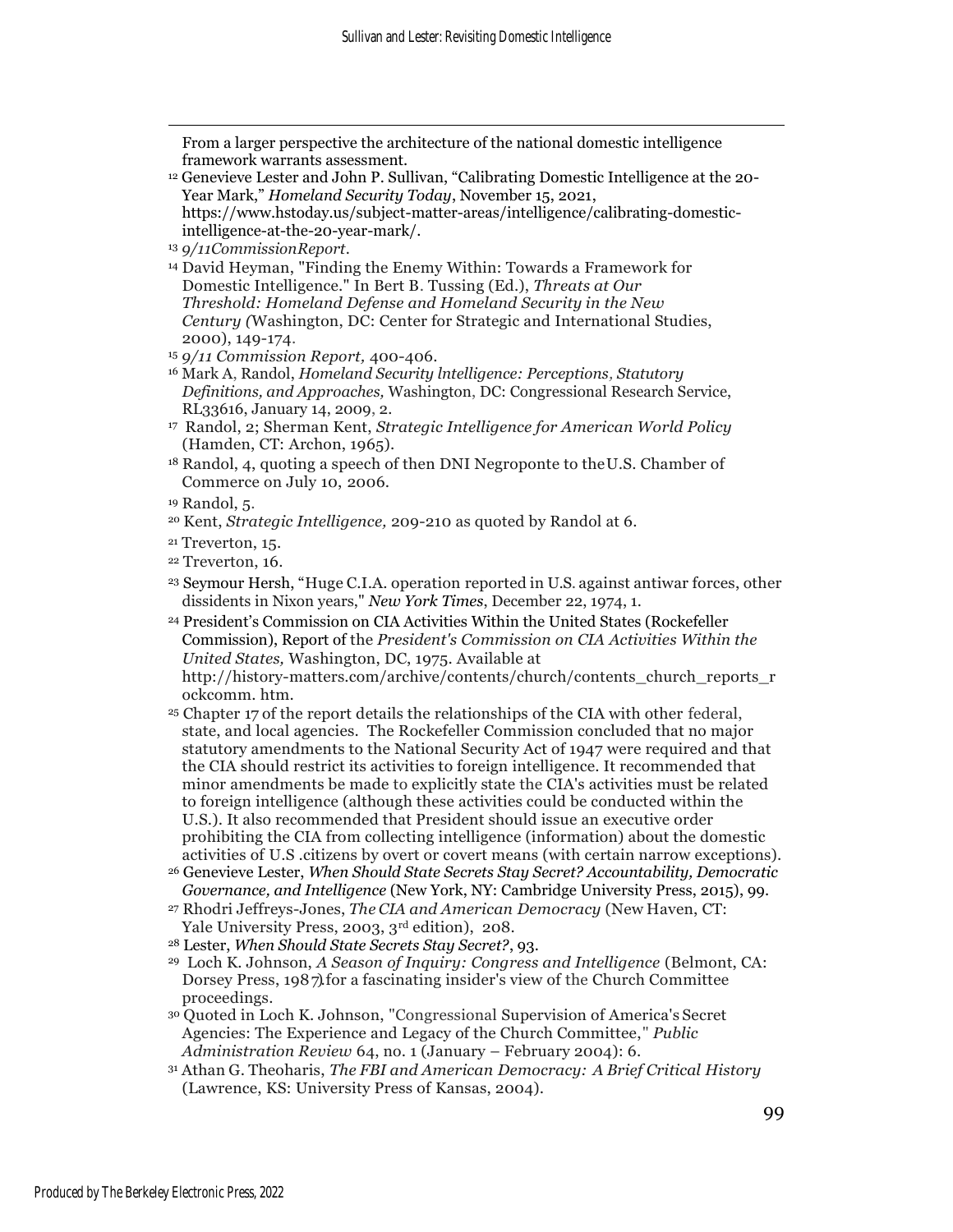From a larger perspective the architecture of the national domestic intelligence framework warrants assessment.

[12] Genevieve Lester and John P. Sullivan, "Calibrating Domestic Intelligence at the 20-Year Mark," *Homeland Security Today*, November 15, 2021, https://www.hstoday.us/subject-matter-areas/intelligence/calibrating-domestic-intelligence-at-the-20-year-mark/.

[13] *9/11CommissionReport*.

[14] David Heyman, "Finding the Enemy Within: Towards a Framework for Domestic Intelligence." In Bert B. Tussing (Ed.), *Threats at Our Threshold: Homeland Defense and Homeland Security in the New Century (*Washington, DC: Center for Strategic and International Studies, 2000), 149-174.

[15] *9/11 Commission Report,* 400-406.

[16] Mark A, Randol, *Homeland Security lntelligence: Perceptions, Statutory Definitions, and Approaches,* Washington, DC: Congressional Research Service, RL33616, January 14, 2009, 2.

[17] Randol, 2; Sherman Kent, *Strategic Intelligence for American World Policy* (Hamden, CT: Archon, 1965).

[18] Randol, 4, quoting a speech of then DNI Negroponte to theU.S. Chamber of Commerce on July 10, 2006.

[19] Randol, 5.

[20] Kent, *Strategic Intelligence,* 209-210 as quoted by Randol at 6.

[21] Treverton, 15.

[22] Treverton, 16.

[23] Seymour Hersh, "Huge C.I.A. operation reported in U.S. against antiwar forces, other dissidents in Nixon years," *New York Times*, December 22, 1974, 1.

[24] President's Commission on CIA Activities Within the United States (Rockefeller Commission), Report of the *President's Commission on CIA Activities Within the United States,* Washington, DC, 1975. Available at http://history-matters.com/archive/contents/church/contents_church_reports_rockcomm. htm.

[25] Chapter 17 of the report details the relationships of the CIA with other federal, state, and local agencies. The Rockefeller Commission concluded that no major statutory amendments to the National Security Act of 1947 were required and that the CIA should restrict its activities to foreign intelligence. It recommended that minor amendments be made to explicitly state the CIA's activities must be related to foreign intelligence (although these activities could be conducted within the U.S.). It also recommended that President should issue an executive order prohibiting the CIA from collecting intelligence (information) about the domestic activities of U.S .citizens by overt or covert means (with certain narrow exceptions).

[26] Genevieve Lester, *When Should State Secrets Stay Secret? Accountability, Democratic Governance, and Intelligence* (New York, NY: Cambridge University Press, 2015), 99.

[27] Rhodri Jeffreys-Jones, *The CIA and American Democracy* (New Haven, CT: Yale University Press, 2003, 3rd edition), 208.

[28] Lester, *When Should State Secrets Stay Secret?*, 93.

[29] Loch K. Johnson, *A Season of Inquiry: Congress and Intelligence* (Belmont, CA: Dorsey Press, 1987).for a fascinating insider's view of the Church Committee proceedings.

[30] Quoted in Loch K. Johnson, "Congressional Supervision of America's Secret Agencies: The Experience and Legacy of the Church Committee," *Public Administration Review* 64, no. 1 (January – February 2004): 6.

[31] Athan G. Theoharis, *The FBI and American Democracy: A Brief Critical History* (Lawrence, KS: University Press of Kansas, 2004).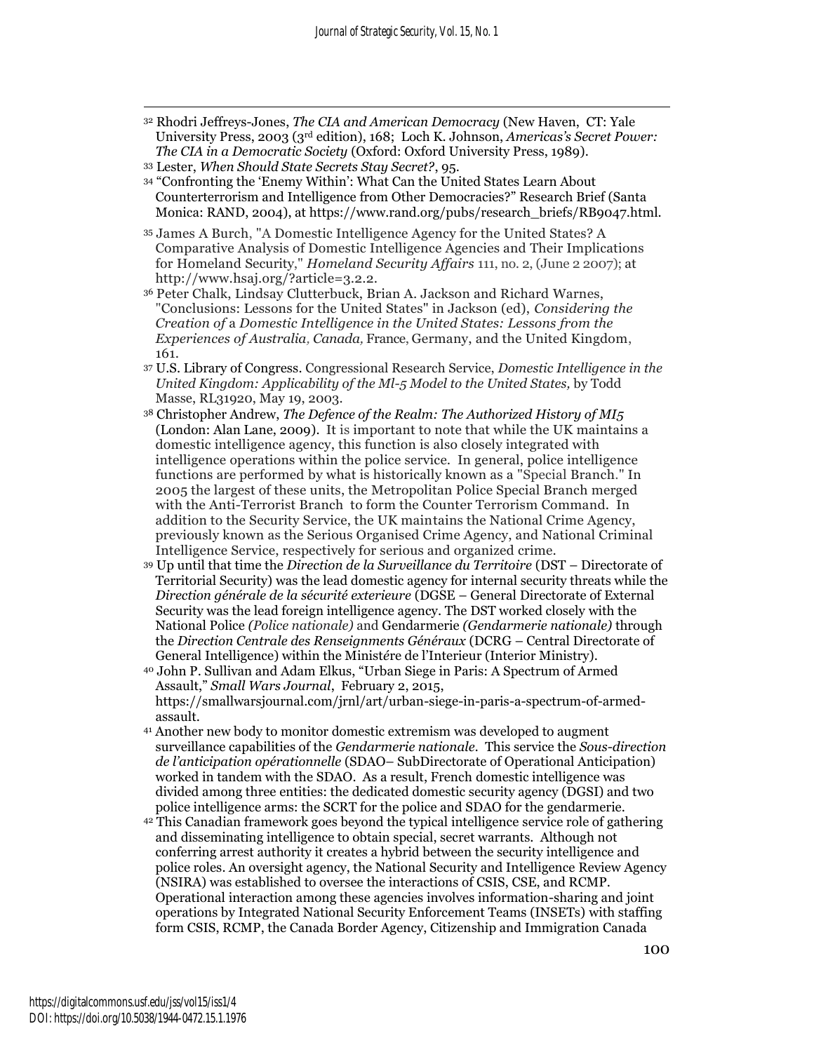[32] Rhodri Jeffreys-Jones, *The CIA and American Democracy* (New Haven, CT: Yale University Press, 2003 (3rd edition), 168; Loch K. Johnson, *Americas's Secret Power: The CIA in a Democratic Society* (Oxford: Oxford University Press, 1989).

[33] Lester, *When Should State Secrets Stay Secret?*, 95.

[34] "Confronting the 'Enemy Within': What Can the United States Learn About Counterterrorism and Intelligence from Other Democracies?" Research Brief (Santa Monica: RAND, 2004), at https://www.rand.org/pubs/research_briefs/RB9047.html.

[35] James A Burch, "A Domestic Intelligence Agency for the United States? A Comparative Analysis of Domestic Intelligence Agencies and Their Implications for Homeland Security," *Homeland Security Affairs* 111, no. 2, (June 2 2007); at http://www.hsaj.org/?article=3.2.2.

[36] Peter Chalk, Lindsay Clutterbuck, Brian A. Jackson and Richard Warnes, "Conclusions: Lessons for the United States" in Jackson (ed), *Considering the Creation of* a *Domestic Intelligence in the United States: Lessons from the Experiences of Australia, Canada,* France, Germany, and the United Kingdom, 161.

[37] U.S. Library of Congress. Congressional Research Service, *Domestic Intelligence in the United Kingdom: Applicability of the Ml-5 Model to the United States,* by Todd Masse, RL31920, May 19, 2003.

[38] Christopher Andrew, *The Defence of the Realm: The Authorized History of MI5* (London: Alan Lane, 2009). It is important to note that while the UK maintains a domestic intelligence agency, this function is also closely integrated with intelligence operations within the police service. In general, police intelligence functions are performed by what is historically known as a "Special Branch." In 2005 the largest of these units, the Metropolitan Police Special Branch merged with the Anti-Terrorist Branch to form the Counter Terrorism Command. In addition to the Security Service, the UK maintains the National Crime Agency, previously known as the Serious Organised Crime Agency, and National Criminal Intelligence Service, respectively for serious and organized crime.

[39] Up until that time the *Direction de la Surveillance du Territoire* (DST – Directorate of Territorial Security) was the lead domestic agency for internal security threats while the *Direction générale de la sécurité exterieure* (DGSE – General Directorate of External Security was the lead foreign intelligence agency. The DST worked closely with the National Police *(Police nationale)* and Gendarmerie *(Gendarmerie nationale)* through the *Direction Centrale des Renseignments Généraux* (DCRG – Central Directorate of General Intelligence) within the Ministére de l'Interieur (Interior Ministry).

[40] John P. Sullivan and Adam Elkus, "Urban Siege in Paris: A Spectrum of Armed Assault," *Small Wars Journal*, February 2, 2015, https://smallwarsjournal.com/jrnl/art/urban-siege-in-paris-a-spectrum-of-armed-assault.

[41] Another new body to monitor domestic extremism was developed to augment surveillance capabilities of the *Gendarmerie nationale*. This service the *Sous-direction de l'anticipation opérationnelle* (SDAO– SubDirectorate of Operational Anticipation) worked in tandem with the SDAO. As a result, French domestic intelligence was divided among three entities: the dedicated domestic security agency (DGSI) and two police intelligence arms: the SCRT for the police and SDAO for the gendarmerie.

[42] This Canadian framework goes beyond the typical intelligence service role of gathering and disseminating intelligence to obtain special, secret warrants. Although not conferring arrest authority it creates a hybrid between the security intelligence and police roles. An oversight agency, the National Security and Intelligence Review Agency (NSIRA) was established to oversee the interactions of CSIS, CSE, and RCMP. Operational interaction among these agencies involves information-sharing and joint operations by Integrated National Security Enforcement Teams (INSETs) with staffing form CSIS, RCMP, the Canada Border Agency, Citizenship and Immigration Canada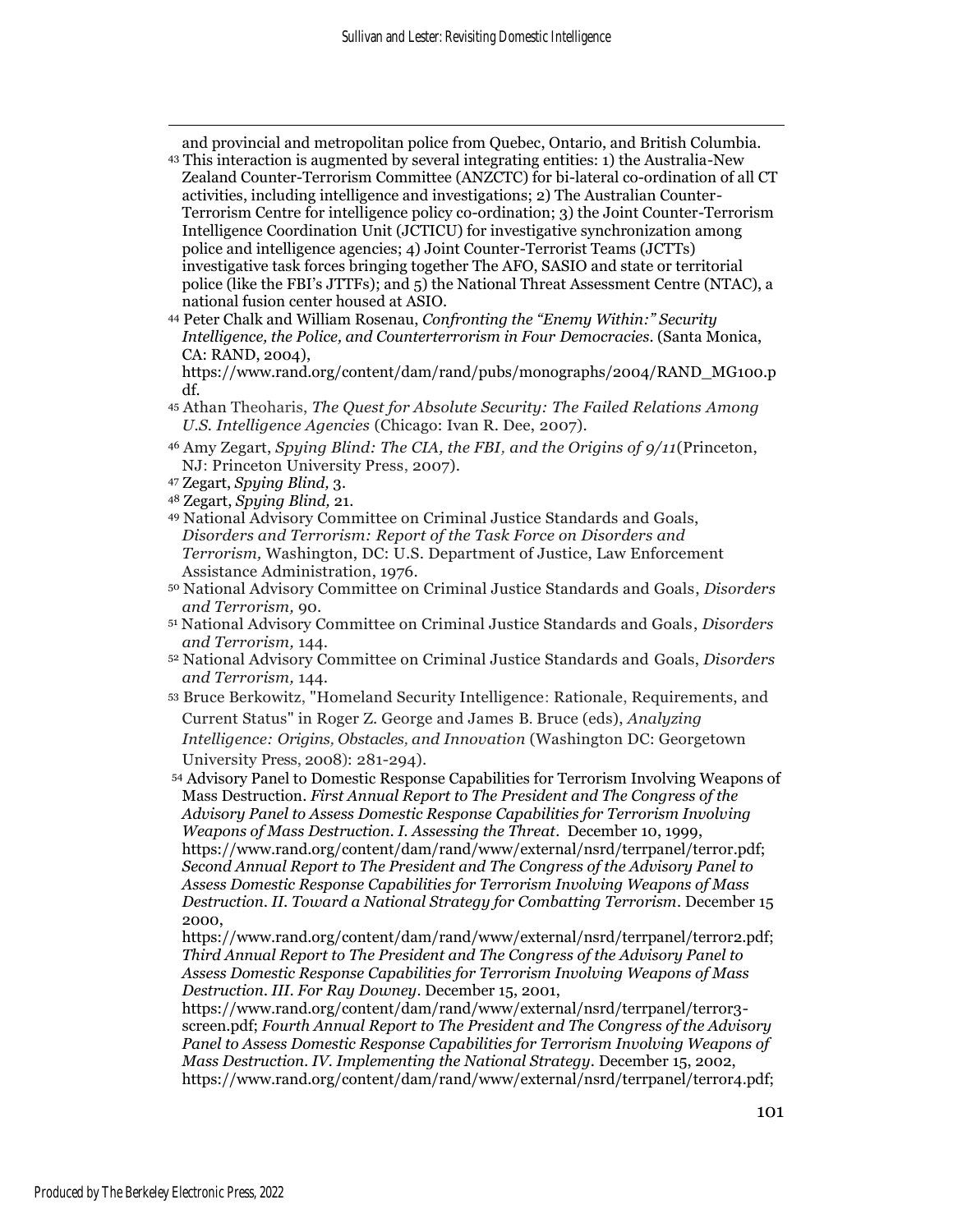and provincial and metropolitan police from Quebec, Ontario, and British Columbia.

[43] This interaction is augmented by several integrating entities: 1) the Australia-New Zealand Counter-Terrorism Committee (ANZCTC) for bi-lateral co-ordination of all CT activities, including intelligence and investigations; 2) The Australian Counter-Terrorism Centre for intelligence policy co-ordination; 3) the Joint Counter-Terrorism Intelligence Coordination Unit (JCTICU) for investigative synchronization among police and intelligence agencies; 4) Joint Counter-Terrorist Teams (JCTTs) investigative task forces bringing together The AFO, SASIO and state or territorial police (like the FBI's JTTFs); and 5) the National Threat Assessment Centre (NTAC), a national fusion center housed at ASIO.

[44] Peter Chalk and William Rosenau, *Confronting the "Enemy Within:" Security Intelligence, the Police, and Counterterrorism in Four Democracies*. (Santa Monica, CA: RAND, 2004), https://www.rand.org/content/dam/rand/pubs/monographs/2004/RAND_MG100.pdf.

[45] Athan Theoharis, *The Quest for Absolute Security: The Failed Relations Among U.S. Intelligence Agencies* (Chicago: Ivan R. Dee, 2007).

[46] Amy Zegart, *Spying Blind: The CIA, the FBI, and the Origins of 9/11*(Princeton, NJ: Princeton University Press, 2007).

[47] Zegart, *Spying Blind,* 3.

[48] Zegart, *Spying Blind,* 21.

[49] National Advisory Committee on Criminal Justice Standards and Goals, *Disorders and Terrorism: Report of the Task Force on Disorders and Terrorism,* Washington, DC: U.S. Department of Justice, Law Enforcement Assistance Administration, 1976.

[50] National Advisory Committee on Criminal Justice Standards and Goals, *Disorders and Terrorism,* 90.

[51] National Advisory Committee on Criminal Justice Standards and Goals, *Disorders and Terrorism,* 144.

[52] National Advisory Committee on Criminal Justice Standards and Goals, *Disorders and Terrorism,* 144.

[53] Bruce Berkowitz, "Homeland Security Intelligence: Rationale, Requirements, and Current Status" in Roger Z. George and James B. Bruce (eds), *Analyzing Intelligence: Origins, Obstacles, and Innovation* (Washington DC: Georgetown University Press, 2008): 281-294).

[54] Advisory Panel to Domestic Response Capabilities for Terrorism Involving Weapons of Mass Destruction. *First Annual Report to The President and The Congress of the Advisory Panel to Assess Domestic Response Capabilities for Terrorism Involving Weapons of Mass Destruction. I. Assessing the Threat*. December 10, 1999, https://www.rand.org/content/dam/rand/www/external/nsrd/terrpanel/terror.pdf; *Second Annual Report to The President and The Congress of the Advisory Panel to Assess Domestic Response Capabilities for Terrorism Involving Weapons of Mass Destruction. II. Toward a National Strategy for Combatting Terrorism*. December 15 2000, https://www.rand.org/content/dam/rand/www/external/nsrd/terrpanel/terror2.pdf; *Third Annual Report to The President and The Congress of the Advisory Panel to Assess Domestic Response Capabilities for Terrorism Involving Weapons of Mass Destruction. III. For Ray Downey*. December 15, 2001, https://www.rand.org/content/dam/rand/www/external/nsrd/terrpanel/terror3-screen.pdf; *Fourth Annual Report to The President and The Congress of the Advisory Panel to Assess Domestic Response Capabilities for Terrorism Involving Weapons of Mass Destruction. IV. Implementing the National Strategy*. December 15, 2002, https://www.rand.org/content/dam/rand/www/external/nsrd/terrpanel/terror4.pdf;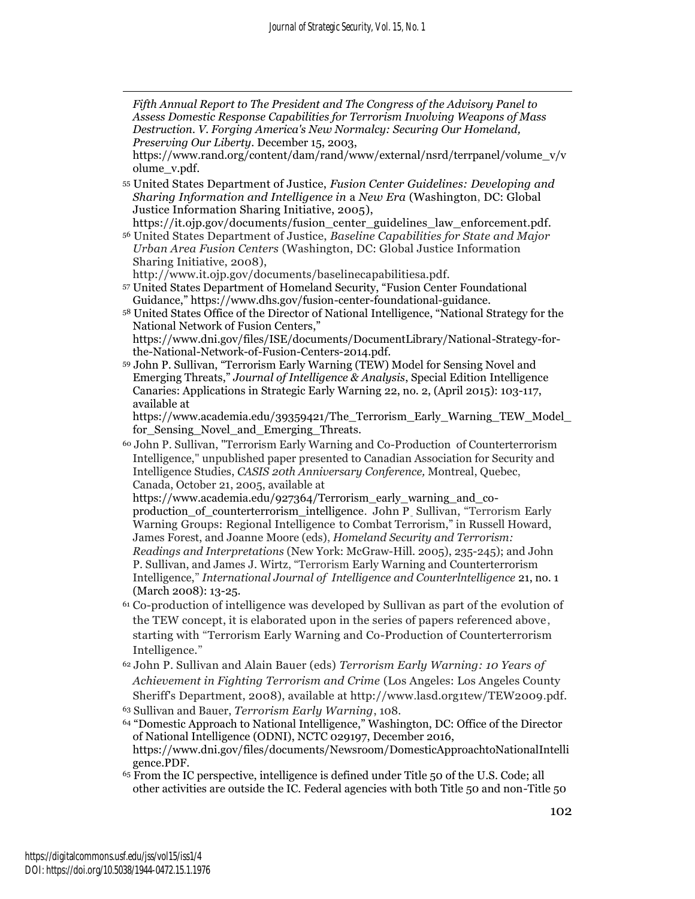*Fifth Annual Report to The President and The Congress of the Advisory Panel to Assess Domestic Response Capabilities for Terrorism Involving Weapons of Mass Destruction. V. Forging America's New Normalcy: Securing Our Homeland, Preserving Our Liberty*. December 15, 2003, https://www.rand.org/content/dam/rand/www/external/nsrd/terrpanel/volume_v/volume_v.pdf.

[55] United States Department of Justice, *Fusion Center Guidelines: Developing and Sharing Information and Intelligence in a New Era* (Washington, DC: Global Justice Information Sharing Initiative, 2005), https://it.ojp.gov/documents/fusion_center_guidelines_law_enforcement.pdf.

[56] United States Department of Justice, *Baseline Capabilities for State and Major Urban Area Fusion Centers* (Washington, DC: Global Justice Information Sharing Initiative, 2008), http://www.it.ojp.gov/documents/baselinecapabilitiesa.pdf.

[57] United States Department of Homeland Security, "Fusion Center Foundational Guidance," https://www.dhs.gov/fusion-center-foundational-guidance.

[58] United States Office of the Director of National Intelligence, "National Strategy for the National Network of Fusion Centers," https://www.dni.gov/files/ISE/documents/DocumentLibrary/National-Strategy-for-the-National-Network-of-Fusion-Centers-2014.pdf.

[59] John P. Sullivan, "Terrorism Early Warning (TEW) Model for Sensing Novel and Emerging Threats," *Journal of Intelligence & Analysis*, Special Edition Intelligence Canaries: Applications in Strategic Early Warning 22, no. 2, (April 2015): 103-117, available at https://www.academia.edu/39359421/The_Terrorism_Early_Warning_TEW_Model_for_Sensing_Novel_and_Emerging_Threats.

[60] John P. Sullivan, "Terrorism Early Warning and Co-Production of Counterterrorism Intelligence," unpublished paper presented to Canadian Association for Security and Intelligence Studies, *CASIS 20th Anniversary Conference,* Montreal, Quebec, Canada, October 21, 2005, available at https://www.academia.edu/927364/Terrorism_early_warning_and_co-production_of_counterterrorism_intelligence. John P. Sullivan, "Terrorism Early Warning Groups: Regional Intelligence to Combat Terrorism," in Russell Howard, James Forest, and Joanne Moore (eds), *Homeland Security and Terrorism: Readings and Interpretations* (New York: McGraw-Hill. 2005), 235-245); and John P. Sullivan, and James J. Wirtz, "Terrorism Early Warning and Counterterrorism Intelligence," *International Journal of Intelligence and CounterIntelligence* 21, no. 1 (March 2008): 13-25.

[61] Co-production of intelligence was developed by Sullivan as part of the evolution of the TEW concept, it is elaborated upon in the series of papers referenced above, starting with "Terrorism Early Warning and Co-Production of Counterterrorism Intelligence."

[62] John P. Sullivan and Alain Bauer (eds) *Terrorism Early Warning: 10 Years of Achievement in Fighting Terrorism and Crime* (Los Angeles: Los Angeles County Sheriff's Department, 2008), available at http://www.lasd.org1tew/TEW2009.pdf.

[63] Sullivan and Bauer, *Terrorism Early Warning*, 108.

[64] "Domestic Approach to National Intelligence," Washington, DC: Office of the Director of National Intelligence (ODNI), NCTC 029197, December 2016, https://www.dni.gov/files/documents/Newsroom/DomesticApproachtoNationalIntelligence.PDF.

[65] From the IC perspective, intelligence is defined under Title 50 of the U.S. Code; all other activities are outside the IC. Federal agencies with both Title 50 and non-Title 50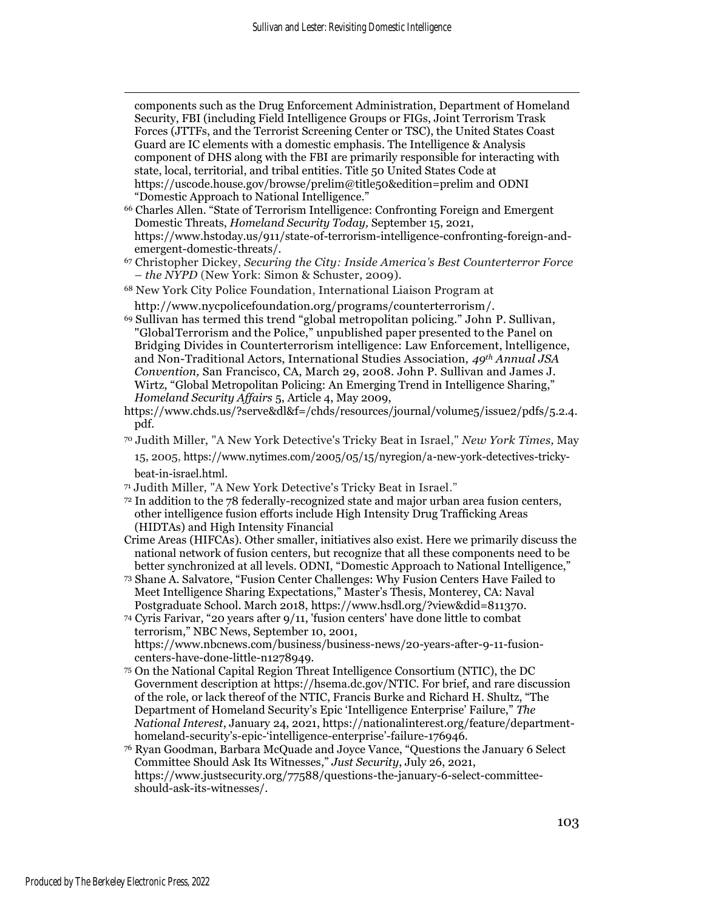components such as the Drug Enforcement Administration, Department of Homeland Security, FBI (including Field Intelligence Groups or FIGs, Joint Terrorism Trask Forces (JTTFs, and the Terrorist Screening Center or TSC), the United States Coast Guard are IC elements with a domestic emphasis. The Intelligence & Analysis component of DHS along with the FBI are primarily responsible for interacting with state, local, territorial, and tribal entities. Title 50 United States Code at https://uscode.house.gov/browse/prelim@title50&edition=prelim and ODNI "Domestic Approach to National Intelligence."

[66] Charles Allen. "State of Terrorism Intelligence: Confronting Foreign and Emergent Domestic Threats, *Homeland Security Today,* September 15, 2021, https://www.hstoday.us/911/state-of-terrorism-intelligence-confronting-foreign-and-emergent-domestic-threats/.

[67] Christopher Dickey, *Securing the City: Inside America's Best Counterterror Force – the NYPD* (New York: Simon & Schuster, 2009).

[68] New York City Police Foundation, International Liaison Program at http://www.nycpolicefoundation.org/programs/counterterrorism/.

[69] Sullivan has termed this trend "global metropolitan policing." John P. Sullivan, "Global Terrorism and the Police," unpublished paper presented to the Panel on Bridging Divides in Counterterrorism intelligence: Law Enforcement, lntelligence, and Non-Traditional Actors, International Studies Association, *49th Annual JSA Convention,* San Francisco, CA, March 29, 2008. John P. Sullivan and James J. Wirtz, "Global Metropolitan Policing: An Emerging Trend in Intelligence Sharing," *Homeland Security Affairs* 5, Article 4, May 2009, https://www.chds.us/?serve&dl&f=/chds/resources/journal/volume5/issue2/pdfs/5.2.4.pdf.

[70] Judith Miller, "A New York Detective's Tricky Beat in Israel," *New York Times,* May 15, 2005, https://www.nytimes.com/2005/05/15/nyregion/a-new-york-detectives-tricky-beat-in-israel.html.

[71] Judith Miller, "A New York Detective's Tricky Beat in Israel."

[72] In addition to the 78 federally-recognized state and major urban area fusion centers, other intelligence fusion efforts include High Intensity Drug Trafficking Areas (HIDTAs) and High Intensity Financial Crime Areas (HIFCAs). Other smaller, initiatives also exist. Here we primarily discuss the national network of fusion centers, but recognize that all these components need to be better synchronized at all levels. ODNI, "Domestic Approach to National Intelligence,"

[73] Shane A. Salvatore, "Fusion Center Challenges: Why Fusion Centers Have Failed to Meet Intelligence Sharing Expectations," Master's Thesis, Monterey, CA: Naval Postgraduate School. March 2018, https://www.hsdl.org/?view&did=811370.

[74] Cyris Farivar, "20 years after 9/11, 'fusion centers' have done little to combat terrorism," NBC News, September 10, 2001, https://www.nbcnews.com/business/business-news/20-years-after-9-11-fusion-centers-have-done-little-n1278949.

[75] On the National Capital Region Threat Intelligence Consortium (NTIC), the DC Government description at https://hsema.dc.gov/NTIC. For brief, and rare discussion of the role, or lack thereof of the NTIC, Francis Burke and Richard H. Shultz, "The Department of Homeland Security's Epic 'Intelligence Enterprise' Failure," *The National Interest*, January 24, 2021, https://nationalinterest.org/feature/department-homeland-security's-epic-'intelligence-enterprise'-failure-176946.

[76] Ryan Goodman, Barbara McQuade and Joyce Vance, "Questions the January 6 Select Committee Should Ask Its Witnesses," *Just Security*, July 26, 2021, https://www.justsecurity.org/77588/questions-the-january-6-select-committee-should-ask-its-witnesses/.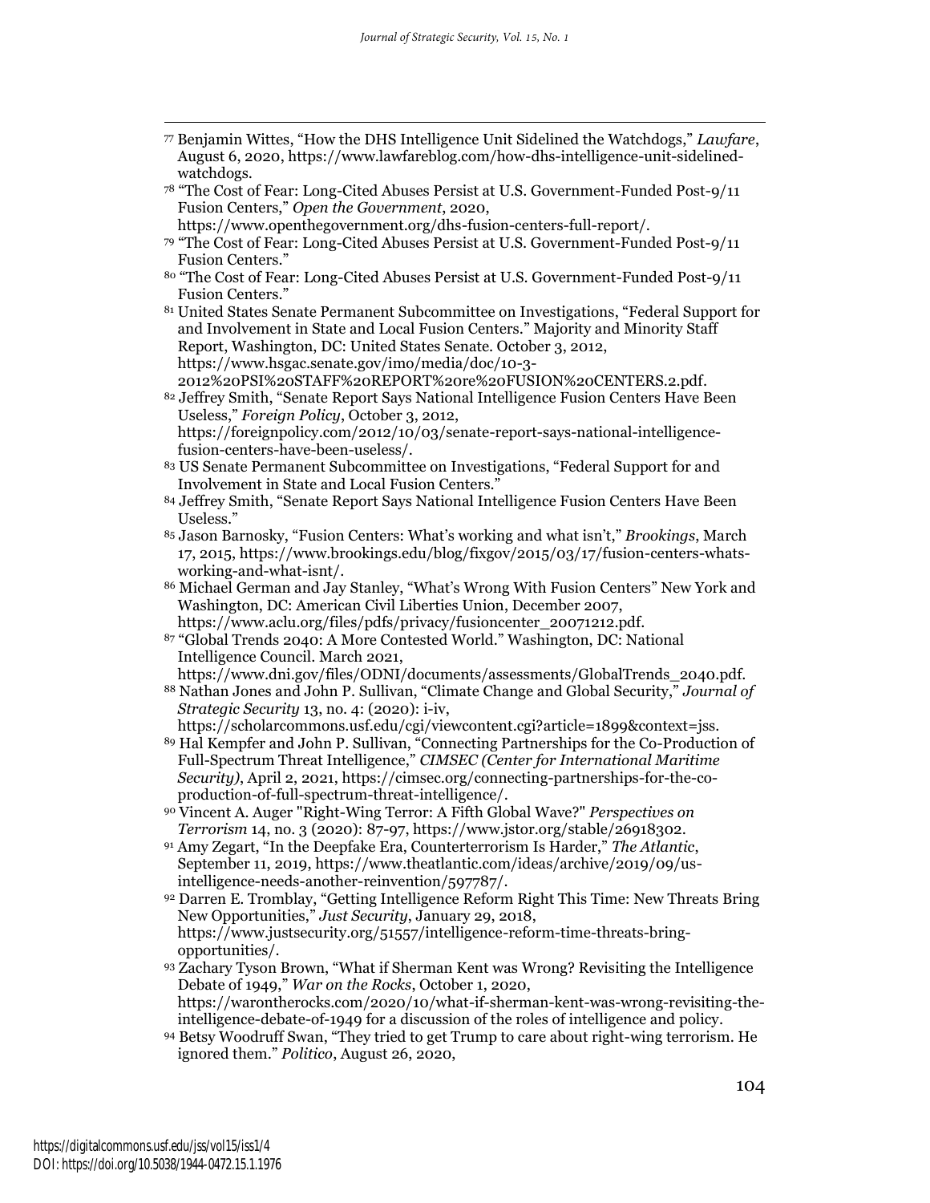[77] Benjamin Wittes, "How the DHS Intelligence Unit Sidelined the Watchdogs," *Lawfare*, August 6, 2020, https://www.lawfareblog.com/how-dhs-intelligence-unit-sidelined-watchdogs.

[78] "The Cost of Fear: Long-Cited Abuses Persist at U.S. Government-Funded Post-9/11 Fusion Centers," *Open the Government*, 2020, https://www.openthegovernment.org/dhs-fusion-centers-full-report/.

[79] "The Cost of Fear: Long-Cited Abuses Persist at U.S. Government-Funded Post-9/11 Fusion Centers."

[80] "The Cost of Fear: Long-Cited Abuses Persist at U.S. Government-Funded Post-9/11 Fusion Centers."

[81] United States Senate Permanent Subcommittee on Investigations, "Federal Support for and Involvement in State and Local Fusion Centers." Majority and Minority Staff Report, Washington, DC: United States Senate. October 3, 2012, https://www.hsgac.senate.gov/imo/media/doc/10-3-2012%20PSI%20STAFF%20REPORT%20re%20FUSION%20CENTERS.2.pdf.

[82] Jeffrey Smith, "Senate Report Says National Intelligence Fusion Centers Have Been Useless," *Foreign Policy*, October 3, 2012, https://foreignpolicy.com/2012/10/03/senate-report-says-national-intelligence-fusion-centers-have-been-useless/.

[83] US Senate Permanent Subcommittee on Investigations, "Federal Support for and Involvement in State and Local Fusion Centers."

[84] Jeffrey Smith, "Senate Report Says National Intelligence Fusion Centers Have Been Useless."

[85] Jason Barnosky, "Fusion Centers: What's working and what isn't," *Brookings*, March 17, 2015, https://www.brookings.edu/blog/fixgov/2015/03/17/fusion-centers-whats-working-and-what-isnt/.

[86] Michael German and Jay Stanley, "What's Wrong With Fusion Centers" New York and Washington, DC: American Civil Liberties Union, December 2007, https://www.aclu.org/files/pdfs/privacy/fusioncenter_20071212.pdf.

[87] "Global Trends 2040: A More Contested World." Washington, DC: National Intelligence Council. March 2021, https://www.dni.gov/files/ODNI/documents/assessments/GlobalTrends_2040.pdf.

[88] Nathan Jones and John P. Sullivan, "Climate Change and Global Security," *Journal of Strategic Security* 13, no. 4: (2020): i-iv, https://scholarcommons.usf.edu/cgi/viewcontent.cgi?article=1899&context=jss.

[89] Hal Kempfer and John P. Sullivan, "Connecting Partnerships for the Co-Production of Full-Spectrum Threat Intelligence," *CIMSEC (Center for International Maritime Security)*, April 2, 2021, https://cimsec.org/connecting-partnerships-for-the-co-production-of-full-spectrum-threat-intelligence/.

[90] Vincent A. Auger "Right-Wing Terror: A Fifth Global Wave?" *Perspectives on Terrorism* 14, no. 3 (2020): 87-97, https://www.jstor.org/stable/26918302.

[91] Amy Zegart, "In the Deepfake Era, Counterterrorism Is Harder," *The Atlantic*, September 11, 2019, https://www.theatlantic.com/ideas/archive/2019/09/us-intelligence-needs-another-reinvention/597787/.

[92] Darren E. Tromblay, "Getting Intelligence Reform Right This Time: New Threats Bring New Opportunities," *Just Security*, January 29, 2018, https://www.justsecurity.org/51557/intelligence-reform-time-threats-bring-opportunities/.

[93] Zachary Tyson Brown, "What if Sherman Kent was Wrong? Revisiting the Intelligence Debate of 1949," *War on the Rocks*, October 1, 2020, https://warontherocks.com/2020/10/what-if-sherman-kent-was-wrong-revisiting-the-intelligence-debate-of-1949 for a discussion of the roles of intelligence and policy.

[94] Betsy Woodruff Swan, "They tried to get Trump to care about right-wing terrorism. He ignored them." *Politico*, August 26, 2020,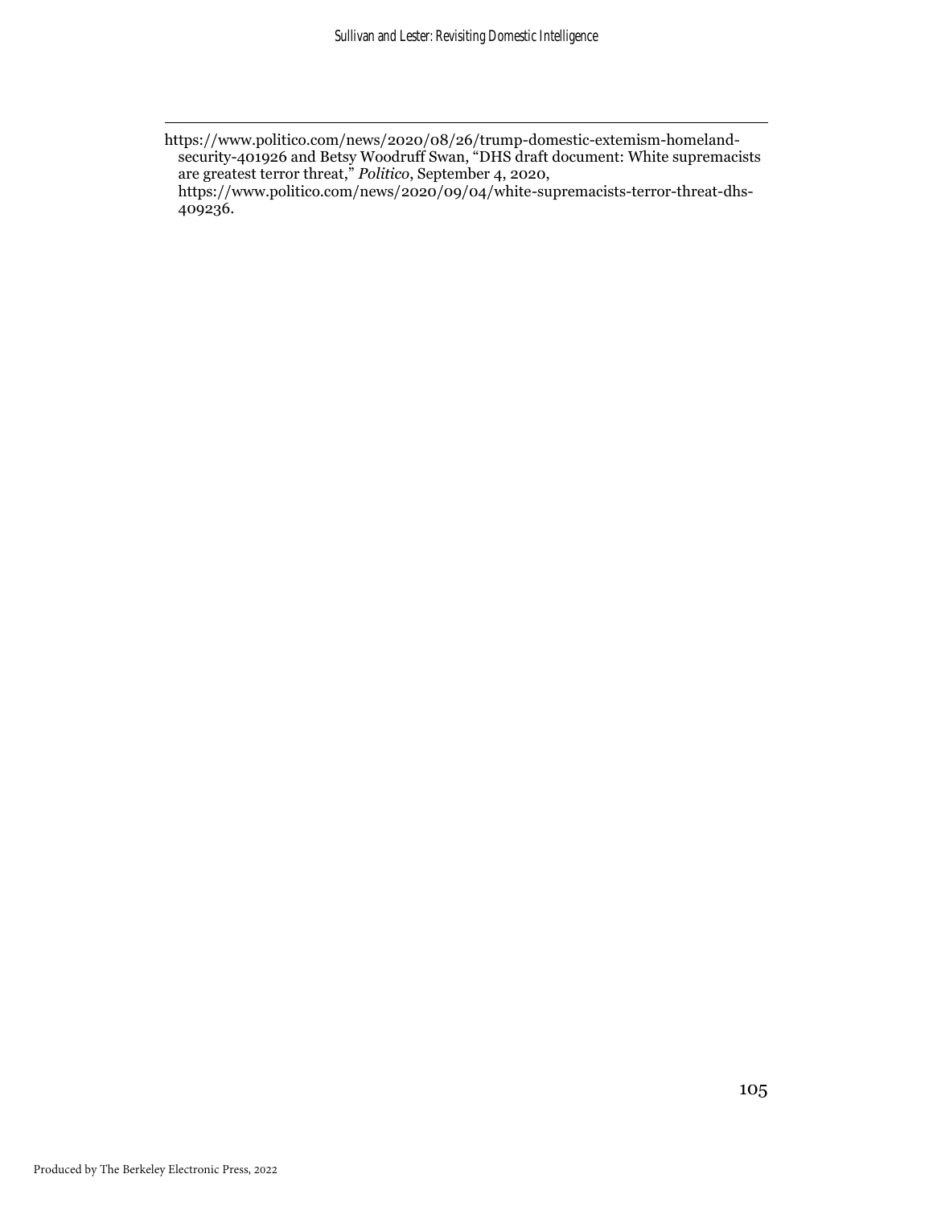https://www.politico.com/news/2020/08/26/trump-domestic-extemism-homeland-security-401926 and Betsy Woodruff Swan, "DHS draft document: White supremacists are greatest terror threat," *Politico*, September 4, 2020, https://www.politico.com/news/2020/09/04/white-supremacists-terror-threat-dhs-409236.